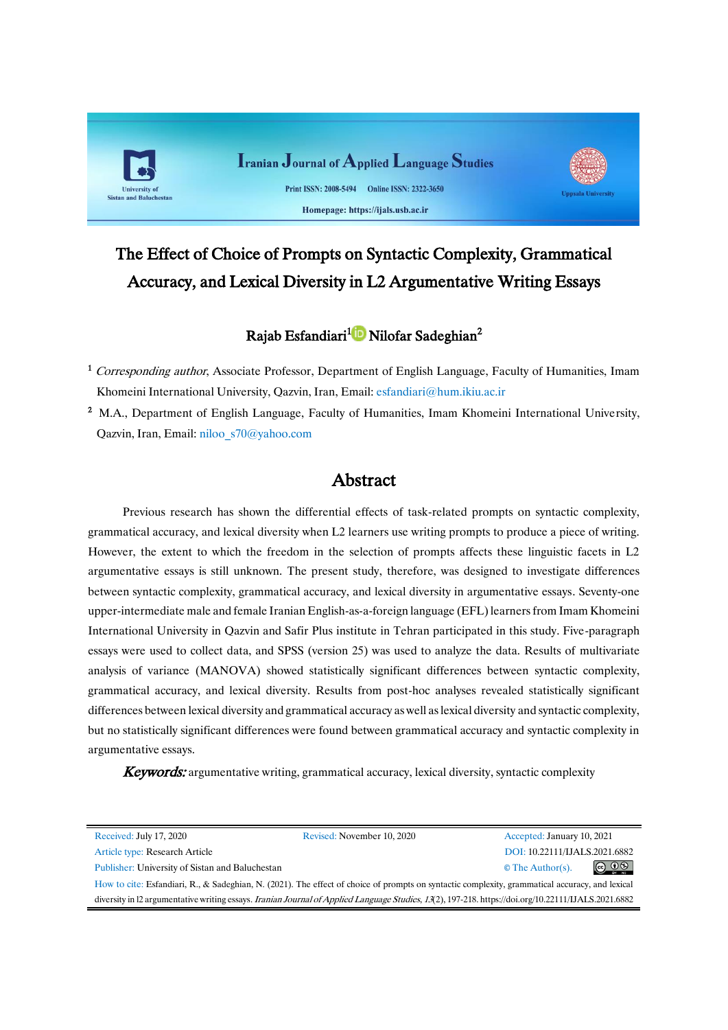# The Effect of Choice of Prompts on Syntactic Complexity, Grammatical Accuracy, and Lexical Diversity in L2 Argumentative Writing Essays

**Rajab Esfandiari[1] Nilofar Sadeghian[2]**

[1] *Corresponding author*, Associate Professor, Department of English Language, Faculty of Humanities, Imam Khomeini International University, Qazvin, Iran, Email: esfandiari@hum.ikiu.ac.ir

[2] M.A., Department of English Language, Faculty of Humanities, Imam Khomeini International University, Qazvin, Iran, Email: niloo_s70@yahoo.com

## Abstract

Previous research has shown the differential effects of task-related prompts on syntactic complexity, grammatical accuracy, and lexical diversity when L2 learners use writing prompts to produce a piece of writing. However, the extent to which the freedom in the selection of prompts affects these linguistic facets in L2 argumentative essays is still unknown. The present study, therefore, was designed to investigate differences between syntactic complexity, grammatical accuracy, and lexical diversity in argumentative essays. Seventy-one upper-intermediate male and female Iranian English-as-a-foreign language (EFL) learners from Imam Khomeini International University in Qazvin and Safir Plus institute in Tehran participated in this study. Five-paragraph essays were used to collect data, and SPSS (version 25) was used to analyze the data. Results of multivariate analysis of variance (MANOVA) showed statistically significant differences between syntactic complexity, grammatical accuracy, and lexical diversity. Results from post-hoc analyses revealed statistically significant differences between lexical diversity and grammatical accuracy as well as lexical diversity and syntactic complexity, but no statistically significant differences were found between grammatical accuracy and syntactic complexity in argumentative essays.

***Keywords:*** argumentative writing, grammatical accuracy, lexical diversity, syntactic complexity

Received: July 17, 2020 | Revised: November 10, 2020 | Accepted: January 10, 2021

Article type: Research Article

DOI: 10.22111/IJALS.2021.6882

Publisher: University of Sistan and Baluchestan

© The Author(s).

How to cite: Esfandiari, R., & Sadeghian, N. (2021). The effect of choice of prompts on syntactic complexity, grammatical accuracy, and lexical diversity in l2 argumentative writing essays. *Iranian Journal of Applied Language Studies*, *13*(2), 197-218. https://doi.org/10.22111/IJALS.2021.6882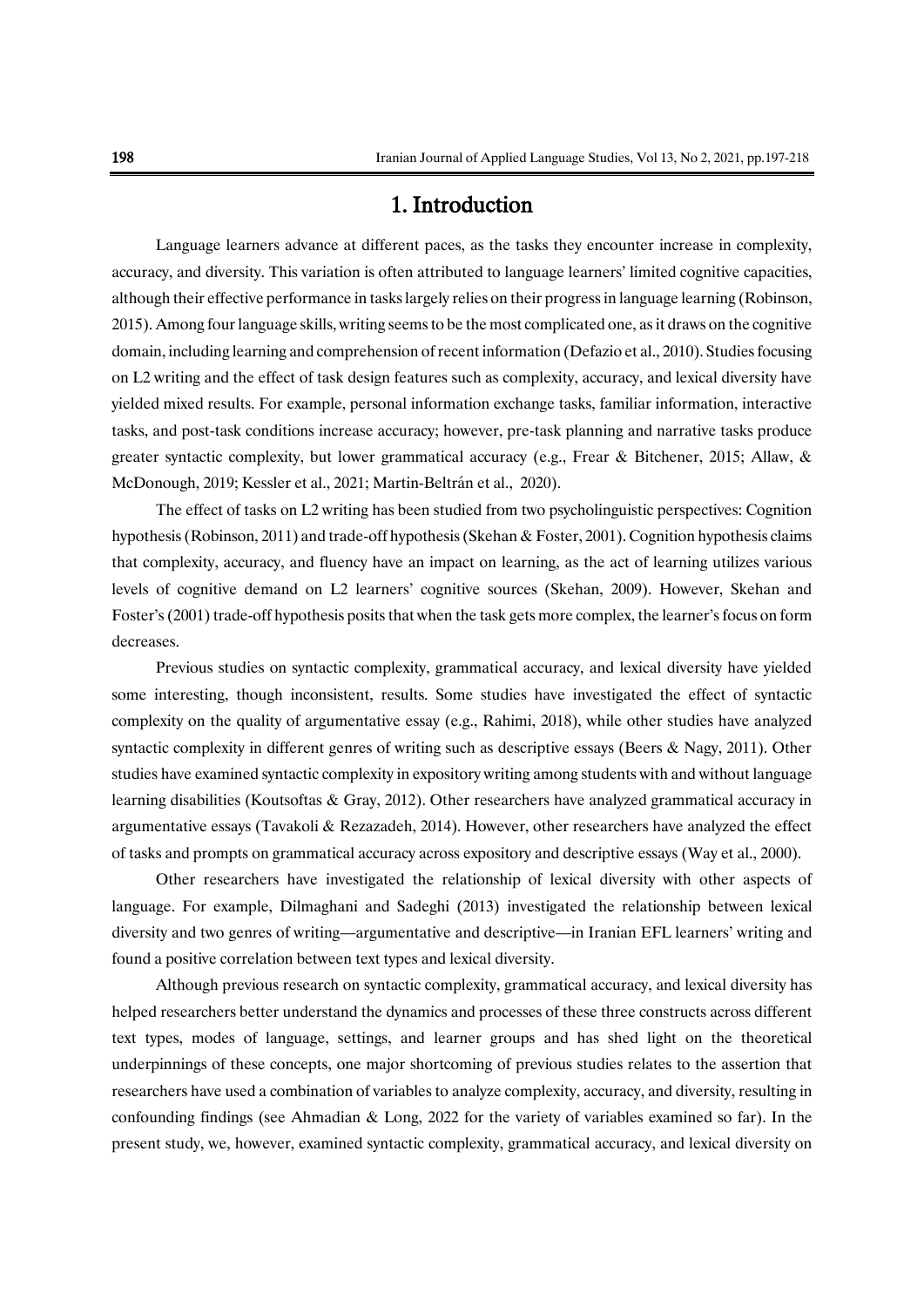# 1. Introduction

Language learners advance at different paces, as the tasks they encounter increase in complexity, accuracy, and diversity. This variation is often attributed to language learners' limited cognitive capacities, although their effective performance in tasks largely relies on their progress in language learning (Robinson, 2015). Among four language skills, writing seems to be the most complicated one, as it draws on the cognitive domain, including learning and comprehension of recent information (Defazio et al., 2010). Studies focusing on L2 writing and the effect of task design features such as complexity, accuracy, and lexical diversity have yielded mixed results. For example, personal information exchange tasks, familiar information, interactive tasks, and post-task conditions increase accuracy; however, pre-task planning and narrative tasks produce greater syntactic complexity, but lower grammatical accuracy (e.g., Frear & Bitchener, 2015; Allaw, & McDonough, 2019; Kessler et al., 2021; Martin-Beltrán et al., 2020).

The effect of tasks on L2 writing has been studied from two psycholinguistic perspectives: Cognition hypothesis (Robinson, 2011) and trade-off hypothesis (Skehan & Foster, 2001). Cognition hypothesis claims that complexity, accuracy, and fluency have an impact on learning, as the act of learning utilizes various levels of cognitive demand on L2 learners' cognitive sources (Skehan, 2009). However, Skehan and Foster's (2001) trade-off hypothesis posits that when the task gets more complex, the learner's focus on form decreases.

Previous studies on syntactic complexity, grammatical accuracy, and lexical diversity have yielded some interesting, though inconsistent, results. Some studies have investigated the effect of syntactic complexity on the quality of argumentative essay (e.g., Rahimi, 2018), while other studies have analyzed syntactic complexity in different genres of writing such as descriptive essays (Beers & Nagy, 2011). Other studies have examined syntactic complexity in expository writing among students with and without language learning disabilities (Koutsoftas & Gray, 2012). Other researchers have analyzed grammatical accuracy in argumentative essays (Tavakoli & Rezazadeh, 2014). However, other researchers have analyzed the effect of tasks and prompts on grammatical accuracy across expository and descriptive essays (Way et al., 2000).

Other researchers have investigated the relationship of lexical diversity with other aspects of language. For example, Dilmaghani and Sadeghi (2013) investigated the relationship between lexical diversity and two genres of writing—argumentative and descriptive—in Iranian EFL learners' writing and found a positive correlation between text types and lexical diversity.

Although previous research on syntactic complexity, grammatical accuracy, and lexical diversity has helped researchers better understand the dynamics and processes of these three constructs across different text types, modes of language, settings, and learner groups and has shed light on the theoretical underpinnings of these concepts, one major shortcoming of previous studies relates to the assertion that researchers have used a combination of variables to analyze complexity, accuracy, and diversity, resulting in confounding findings (see Ahmadian & Long, 2022 for the variety of variables examined so far). In the present study, we, however, examined syntactic complexity, grammatical accuracy, and lexical diversity on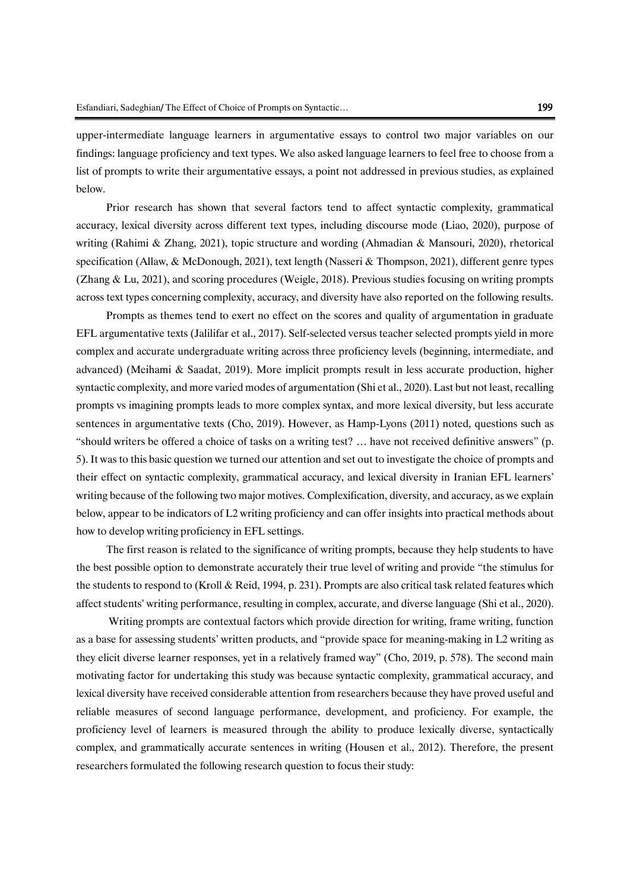upper-intermediate language learners in argumentative essays to control two major variables on our findings: language proficiency and text types. We also asked language learners to feel free to choose from a list of prompts to write their argumentative essays, a point not addressed in previous studies, as explained below.

Prior research has shown that several factors tend to affect syntactic complexity, grammatical accuracy, lexical diversity across different text types, including discourse mode (Liao, 2020), purpose of writing (Rahimi & Zhang, 2021), topic structure and wording (Ahmadian & Mansouri, 2020), rhetorical specification (Allaw, & McDonough, 2021), text length (Nasseri & Thompson, 2021), different genre types (Zhang & Lu, 2021), and scoring procedures (Weigle, 2018). Previous studies focusing on writing prompts across text types concerning complexity, accuracy, and diversity have also reported on the following results.

Prompts as themes tend to exert no effect on the scores and quality of argumentation in graduate EFL argumentative texts (Jalilifar et al., 2017). Self-selected versus teacher selected prompts yield in more complex and accurate undergraduate writing across three proficiency levels (beginning, intermediate, and advanced) (Meihami & Saadat, 2019). More implicit prompts result in less accurate production, higher syntactic complexity, and more varied modes of argumentation (Shi et al., 2020). Last but not least, recalling prompts vs imagining prompts leads to more complex syntax, and more lexical diversity, but less accurate sentences in argumentative texts (Cho, 2019). However, as Hamp-Lyons (2011) noted, questions such as "should writers be offered a choice of tasks on a writing test? … have not received definitive answers" (p. 5). It was to this basic question we turned our attention and set out to investigate the choice of prompts and their effect on syntactic complexity, grammatical accuracy, and lexical diversity in Iranian EFL learners' writing because of the following two major motives. Complexification, diversity, and accuracy, as we explain below, appear to be indicators of L2 writing proficiency and can offer insights into practical methods about how to develop writing proficiency in EFL settings.

The first reason is related to the significance of writing prompts, because they help students to have the best possible option to demonstrate accurately their true level of writing and provide "the stimulus for the students to respond to (Kroll & Reid, 1994, p. 231). Prompts are also critical task related features which affect students' writing performance, resulting in complex, accurate, and diverse language (Shi et al., 2020).

Writing prompts are contextual factors which provide direction for writing, frame writing, function as a base for assessing students' written products, and "provide space for meaning-making in L2 writing as they elicit diverse learner responses, yet in a relatively framed way" (Cho, 2019, p. 578). The second main motivating factor for undertaking this study was because syntactic complexity, grammatical accuracy, and lexical diversity have received considerable attention from researchers because they have proved useful and reliable measures of second language performance, development, and proficiency. For example, the proficiency level of learners is measured through the ability to produce lexically diverse, syntactically complex, and grammatically accurate sentences in writing (Housen et al., 2012). Therefore, the present researchers formulated the following research question to focus their study: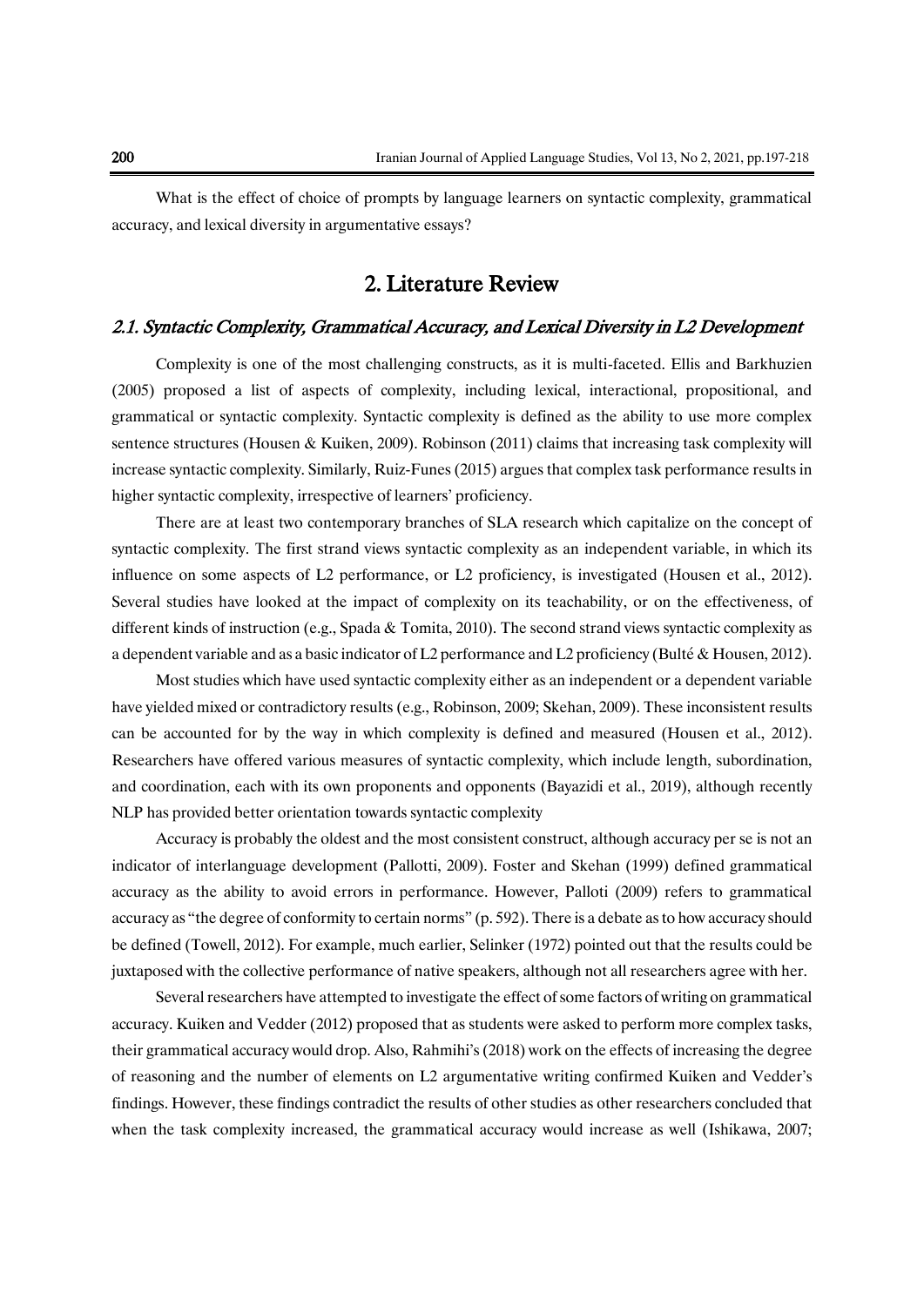What is the effect of choice of prompts by language learners on syntactic complexity, grammatical accuracy, and lexical diversity in argumentative essays?

## 2. Literature Review

### *2.1. Syntactic Complexity, Grammatical Accuracy, and Lexical Diversity in L2 Development*

Complexity is one of the most challenging constructs, as it is multi-faceted. Ellis and Barkhuzien (2005) proposed a list of aspects of complexity, including lexical, interactional, propositional, and grammatical or syntactic complexity. Syntactic complexity is defined as the ability to use more complex sentence structures (Housen & Kuiken, 2009). Robinson (2011) claims that increasing task complexity will increase syntactic complexity. Similarly, Ruiz-Funes (2015) argues that complex task performance results in higher syntactic complexity, irrespective of learners' proficiency.

There are at least two contemporary branches of SLA research which capitalize on the concept of syntactic complexity. The first strand views syntactic complexity as an independent variable, in which its influence on some aspects of L2 performance, or L2 proficiency, is investigated (Housen et al., 2012). Several studies have looked at the impact of complexity on its teachability, or on the effectiveness, of different kinds of instruction (e.g., Spada & Tomita, 2010). The second strand views syntactic complexity as a dependent variable and as a basic indicator of L2 performance and L2 proficiency (Bulté & Housen, 2012).

Most studies which have used syntactic complexity either as an independent or a dependent variable have yielded mixed or contradictory results (e.g., Robinson, 2009; Skehan, 2009). These inconsistent results can be accounted for by the way in which complexity is defined and measured (Housen et al., 2012). Researchers have offered various measures of syntactic complexity, which include length, subordination, and coordination, each with its own proponents and opponents (Bayazidi et al., 2019), although recently NLP has provided better orientation towards syntactic complexity

Accuracy is probably the oldest and the most consistent construct, although accuracy per se is not an indicator of interlanguage development (Pallotti, 2009). Foster and Skehan (1999) defined grammatical accuracy as the ability to avoid errors in performance. However, Palloti (2009) refers to grammatical accuracy as "the degree of conformity to certain norms" (p. 592). There is a debate as to how accuracy should be defined (Towell, 2012). For example, much earlier, Selinker (1972) pointed out that the results could be juxtaposed with the collective performance of native speakers, although not all researchers agree with her.

Several researchers have attempted to investigate the effect of some factors of writing on grammatical accuracy. Kuiken and Vedder (2012) proposed that as students were asked to perform more complex tasks, their grammatical accuracy would drop. Also, Rahmihi's (2018) work on the effects of increasing the degree of reasoning and the number of elements on L2 argumentative writing confirmed Kuiken and Vedder's findings. However, these findings contradict the results of other studies as other researchers concluded that when the task complexity increased, the grammatical accuracy would increase as well (Ishikawa, 2007;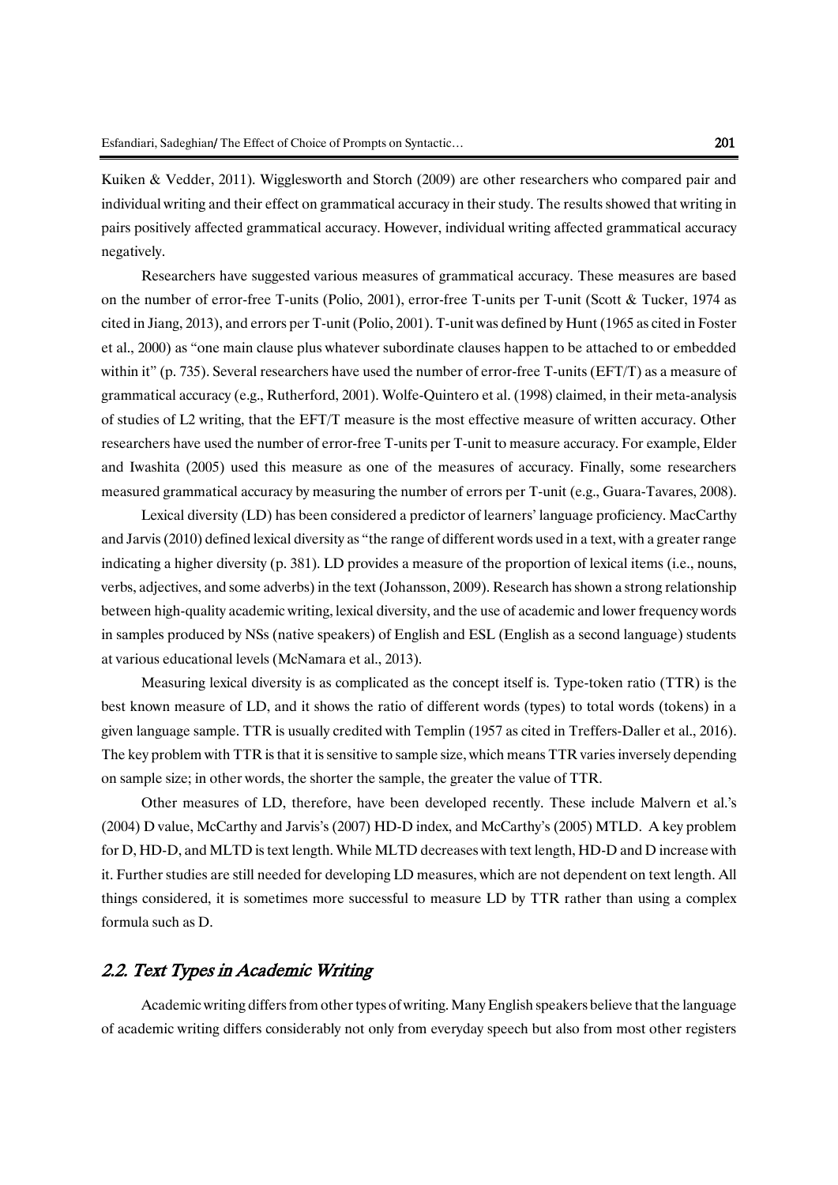Kuiken & Vedder, 2011). Wigglesworth and Storch (2009) are other researchers who compared pair and individual writing and their effect on grammatical accuracy in their study. The results showed that writing in pairs positively affected grammatical accuracy. However, individual writing affected grammatical accuracy negatively.

Researchers have suggested various measures of grammatical accuracy. These measures are based on the number of error-free T-units (Polio, 2001), error-free T-units per T-unit (Scott & Tucker, 1974 as cited in Jiang, 2013), and errors per T-unit (Polio, 2001). T-unit was defined by Hunt (1965 as cited in Foster et al., 2000) as "one main clause plus whatever subordinate clauses happen to be attached to or embedded within it" (p. 735). Several researchers have used the number of error-free T-units (EFT/T) as a measure of grammatical accuracy (e.g., Rutherford, 2001). Wolfe-Quintero et al. (1998) claimed, in their meta-analysis of studies of L2 writing, that the EFT/T measure is the most effective measure of written accuracy. Other researchers have used the number of error-free T-units per T-unit to measure accuracy. For example, Elder and Iwashita (2005) used this measure as one of the measures of accuracy. Finally, some researchers measured grammatical accuracy by measuring the number of errors per T-unit (e.g., Guara-Tavares, 2008).

Lexical diversity (LD) has been considered a predictor of learners' language proficiency. MacCarthy and Jarvis (2010) defined lexical diversity as "the range of different words used in a text, with a greater range indicating a higher diversity (p. 381). LD provides a measure of the proportion of lexical items (i.e., nouns, verbs, adjectives, and some adverbs) in the text (Johansson, 2009). Research has shown a strong relationship between high-quality academic writing, lexical diversity, and the use of academic and lower frequency words in samples produced by NSs (native speakers) of English and ESL (English as a second language) students at various educational levels (McNamara et al., 2013).

Measuring lexical diversity is as complicated as the concept itself is. Type-token ratio (TTR) is the best known measure of LD, and it shows the ratio of different words (types) to total words (tokens) in a given language sample. TTR is usually credited with Templin (1957 as cited in Treffers-Daller et al., 2016). The key problem with TTR is that it is sensitive to sample size, which means TTR varies inversely depending on sample size; in other words, the shorter the sample, the greater the value of TTR.

Other measures of LD, therefore, have been developed recently. These include Malvern et al.'s (2004) D value, McCarthy and Jarvis's (2007) HD-D index, and McCarthy's (2005) MTLD. A key problem for D, HD-D, and MLTD is text length. While MLTD decreases with text length, HD-D and D increase with it. Further studies are still needed for developing LD measures, which are not dependent on text length. All things considered, it is sometimes more successful to measure LD by TTR rather than using a complex formula such as D.

## *2.2. Text Types in Academic Writing*

Academic writing differs from other types of writing. Many English speakers believe that the language of academic writing differs considerably not only from everyday speech but also from most other registers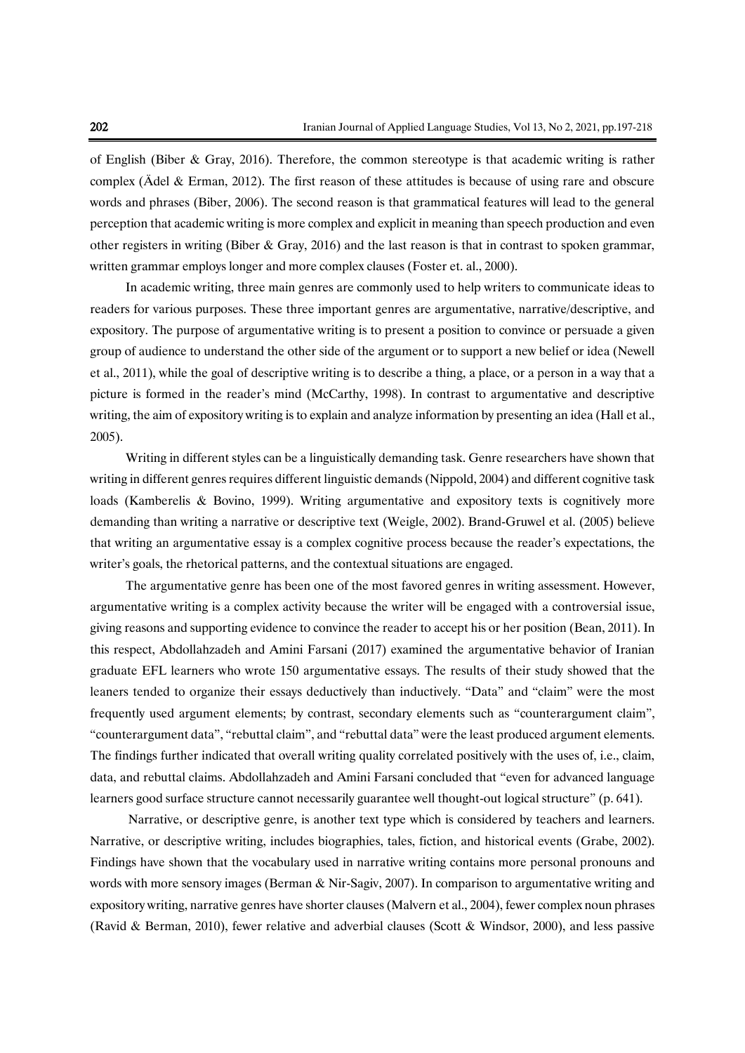of English (Biber & Gray, 2016). Therefore, the common stereotype is that academic writing is rather complex (Ädel & Erman, 2012). The first reason of these attitudes is because of using rare and obscure words and phrases (Biber, 2006). The second reason is that grammatical features will lead to the general perception that academic writing is more complex and explicit in meaning than speech production and even other registers in writing (Biber & Gray, 2016) and the last reason is that in contrast to spoken grammar, written grammar employs longer and more complex clauses (Foster et. al., 2000).

In academic writing, three main genres are commonly used to help writers to communicate ideas to readers for various purposes. These three important genres are argumentative, narrative/descriptive, and expository. The purpose of argumentative writing is to present a position to convince or persuade a given group of audience to understand the other side of the argument or to support a new belief or idea (Newell et al., 2011), while the goal of descriptive writing is to describe a thing, a place, or a person in a way that a picture is formed in the reader's mind (McCarthy, 1998). In contrast to argumentative and descriptive writing, the aim of expository writing is to explain and analyze information by presenting an idea (Hall et al., 2005).

Writing in different styles can be a linguistically demanding task. Genre researchers have shown that writing in different genres requires different linguistic demands (Nippold, 2004) and different cognitive task loads (Kamberelis & Bovino, 1999). Writing argumentative and expository texts is cognitively more demanding than writing a narrative or descriptive text (Weigle, 2002). Brand-Gruwel et al. (2005) believe that writing an argumentative essay is a complex cognitive process because the reader's expectations, the writer's goals, the rhetorical patterns, and the contextual situations are engaged.

The argumentative genre has been one of the most favored genres in writing assessment. However, argumentative writing is a complex activity because the writer will be engaged with a controversial issue, giving reasons and supporting evidence to convince the reader to accept his or her position (Bean, 2011). In this respect, Abdollahzadeh and Amini Farsani (2017) examined the argumentative behavior of Iranian graduate EFL learners who wrote 150 argumentative essays. The results of their study showed that the leaners tended to organize their essays deductively than inductively. "Data" and "claim" were the most frequently used argument elements; by contrast, secondary elements such as "counterargument claim", "counterargument data", "rebuttal claim", and "rebuttal data" were the least produced argument elements. The findings further indicated that overall writing quality correlated positively with the uses of, i.e., claim, data, and rebuttal claims. Abdollahzadeh and Amini Farsani concluded that "even for advanced language learners good surface structure cannot necessarily guarantee well thought-out logical structure" (p. 641).

Narrative, or descriptive genre, is another text type which is considered by teachers and learners. Narrative, or descriptive writing, includes biographies, tales, fiction, and historical events (Grabe, 2002). Findings have shown that the vocabulary used in narrative writing contains more personal pronouns and words with more sensory images (Berman & Nir-Sagiv, 2007). In comparison to argumentative writing and expository writing, narrative genres have shorter clauses (Malvern et al., 2004), fewer complex noun phrases (Ravid & Berman, 2010), fewer relative and adverbial clauses (Scott & Windsor, 2000), and less passive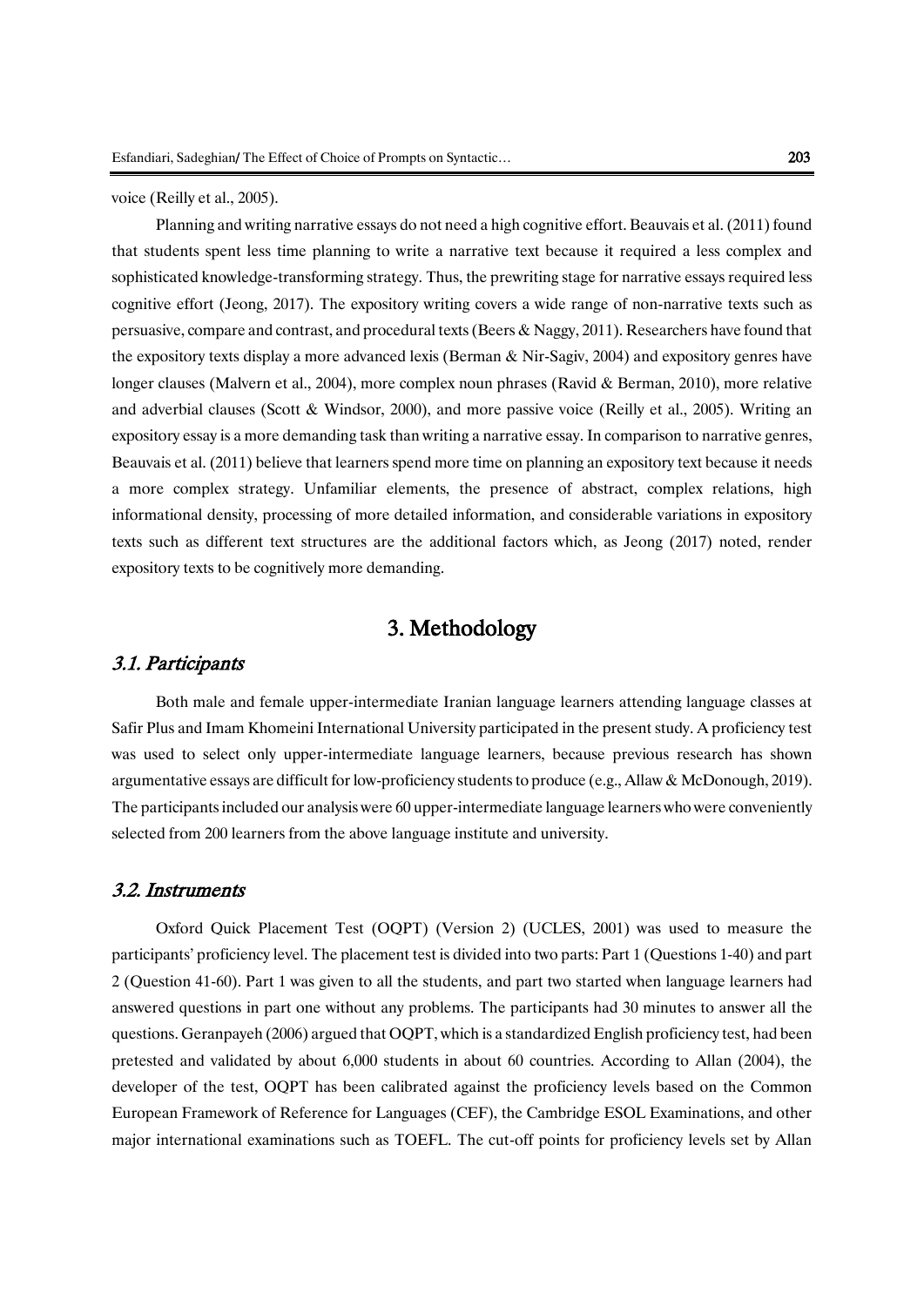voice (Reilly et al., 2005).

Planning and writing narrative essays do not need a high cognitive effort. Beauvais et al. (2011) found that students spent less time planning to write a narrative text because it required a less complex and sophisticated knowledge-transforming strategy. Thus, the prewriting stage for narrative essays required less cognitive effort (Jeong, 2017). The expository writing covers a wide range of non-narrative texts such as persuasive, compare and contrast, and procedural texts (Beers & Naggy, 2011). Researchers have found that the expository texts display a more advanced lexis (Berman & Nir-Sagiv, 2004) and expository genres have longer clauses (Malvern et al., 2004), more complex noun phrases (Ravid & Berman, 2010), more relative and adverbial clauses (Scott & Windsor, 2000), and more passive voice (Reilly et al., 2005). Writing an expository essay is a more demanding task than writing a narrative essay. In comparison to narrative genres, Beauvais et al. (2011) believe that learners spend more time on planning an expository text because it needs a more complex strategy. Unfamiliar elements, the presence of abstract, complex relations, high informational density, processing of more detailed information, and considerable variations in expository texts such as different text structures are the additional factors which, as Jeong (2017) noted, render expository texts to be cognitively more demanding.

## 3. Methodology

### *3.1. Participants*

Both male and female upper-intermediate Iranian language learners attending language classes at Safir Plus and Imam Khomeini International University participated in the present study. A proficiency test was used to select only upper-intermediate language learners, because previous research has shown argumentative essays are difficult for low-proficiency students to produce (e.g., Allaw & McDonough, 2019). The participants included our analysis were 60 upper-intermediate language learners who were conveniently selected from 200 learners from the above language institute and university.

### *3.2. Instruments*

Oxford Quick Placement Test (OQPT) (Version 2) (UCLES, 2001) was used to measure the participants' proficiency level. The placement test is divided into two parts: Part 1 (Questions 1-40) and part 2 (Question 41-60). Part 1 was given to all the students, and part two started when language learners had answered questions in part one without any problems. The participants had 30 minutes to answer all the questions. Geranpayeh (2006) argued that OQPT, which is a standardized English proficiency test, had been pretested and validated by about 6,000 students in about 60 countries. According to Allan (2004), the developer of the test, OQPT has been calibrated against the proficiency levels based on the Common European Framework of Reference for Languages (CEF), the Cambridge ESOL Examinations, and other major international examinations such as TOEFL. The cut-off points for proficiency levels set by Allan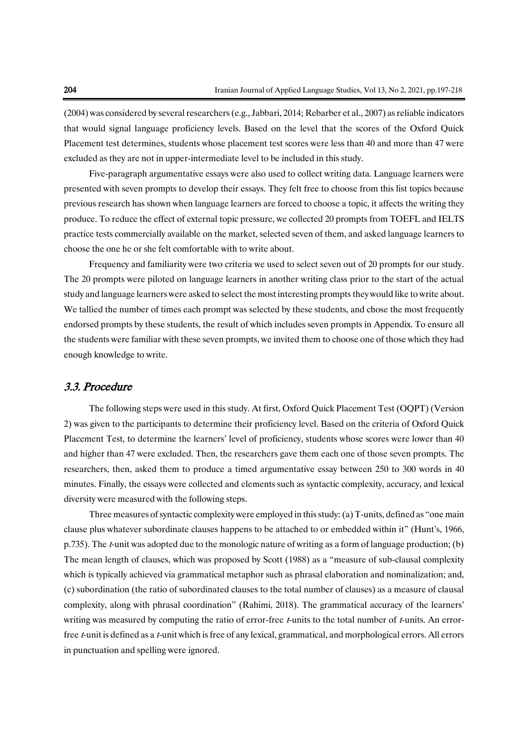(2004) was considered by several researchers (e.g., Jabbari, 2014; Rebarber et al., 2007) as reliable indicators that would signal language proficiency levels. Based on the level that the scores of the Oxford Quick Placement test determines, students whose placement test scores were less than 40 and more than 47 were excluded as they are not in upper-intermediate level to be included in this study.

Five-paragraph argumentative essays were also used to collect writing data. Language learners were presented with seven prompts to develop their essays. They felt free to choose from this list topics because previous research has shown when language learners are forced to choose a topic, it affects the writing they produce. To reduce the effect of external topic pressure, we collected 20 prompts from TOEFL and IELTS practice tests commercially available on the market, selected seven of them, and asked language learners to choose the one he or she felt comfortable with to write about.

Frequency and familiarity were two criteria we used to select seven out of 20 prompts for our study. The 20 prompts were piloted on language learners in another writing class prior to the start of the actual study and language learners were asked to select the most interesting prompts they would like to write about. We tallied the number of times each prompt was selected by these students, and chose the most frequently endorsed prompts by these students, the result of which includes seven prompts in Appendix. To ensure all the students were familiar with these seven prompts, we invited them to choose one of those which they had enough knowledge to write.

### *3.3. Procedure*

The following steps were used in this study. At first, Oxford Quick Placement Test (OQPT) (Version 2) was given to the participants to determine their proficiency level. Based on the criteria of Oxford Quick Placement Test, to determine the learners' level of proficiency, students whose scores were lower than 40 and higher than 47 were excluded. Then, the researchers gave them each one of those seven prompts. The researchers, then, asked them to produce a timed argumentative essay between 250 to 300 words in 40 minutes. Finally, the essays were collected and elements such as syntactic complexity, accuracy, and lexical diversity were measured with the following steps.

Three measures of syntactic complexity were employed in this study: (a) T-units, defined as "one main clause plus whatever subordinate clauses happens to be attached to or embedded within it" (Hunt's, 1966, p.735). The *t*-unit was adopted due to the monologic nature of writing as a form of language production; (b) The mean length of clauses, which was proposed by Scott (1988) as a "measure of sub-clausal complexity which is typically achieved via grammatical metaphor such as phrasal elaboration and nominalization; and, (c) subordination (the ratio of subordinated clauses to the total number of clauses) as a measure of clausal complexity, along with phrasal coordination" (Rahimi, 2018). The grammatical accuracy of the learners' writing was measured by computing the ratio of error-free *t*-units to the total number of *t*-units. An error-free *t*-unit is defined as a *t*-unit which is free of any lexical, grammatical, and morphological errors. All errors in punctuation and spelling were ignored.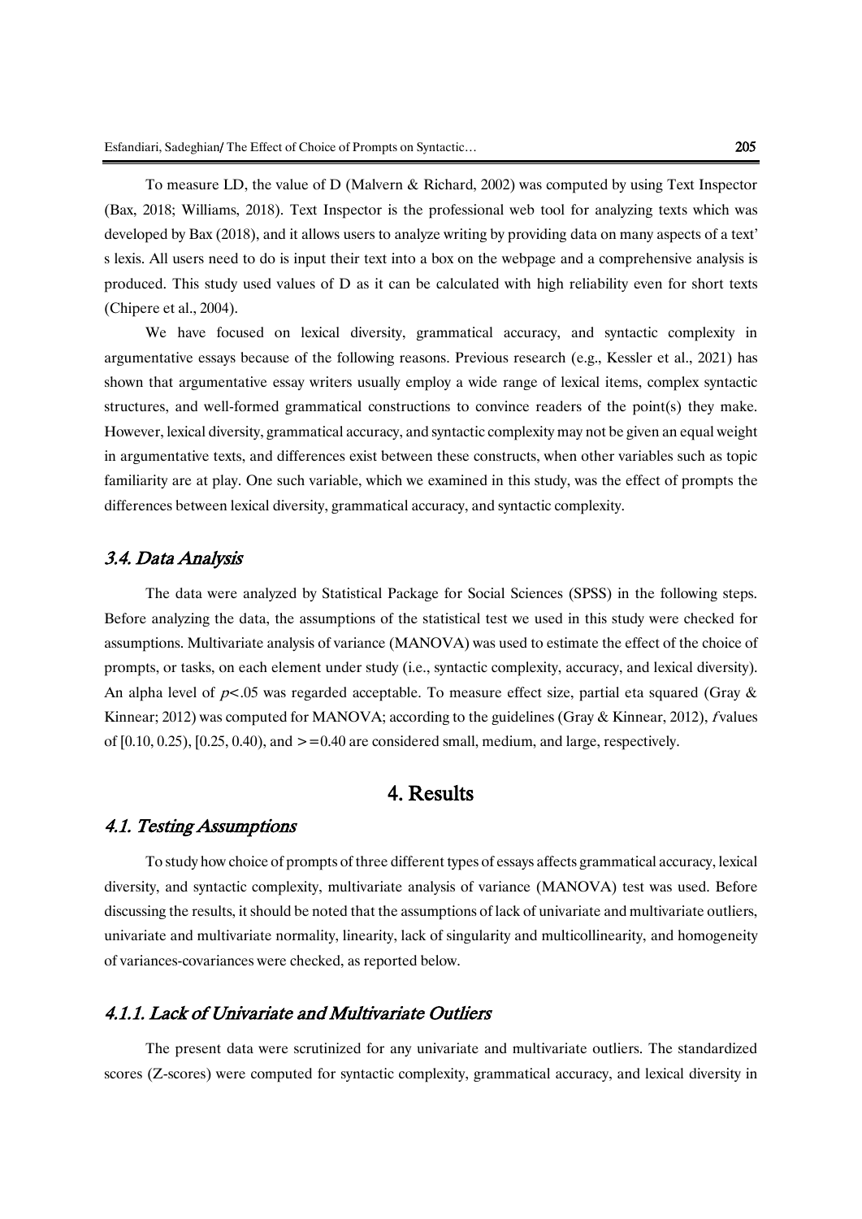To measure LD, the value of D (Malvern & Richard, 2002) was computed by using Text Inspector (Bax, 2018; Williams, 2018). Text Inspector is the professional web tool for analyzing texts which was developed by Bax (2018), and it allows users to analyze writing by providing data on many aspects of a text' s lexis. All users need to do is input their text into a box on the webpage and a comprehensive analysis is produced. This study used values of D as it can be calculated with high reliability even for short texts (Chipere et al., 2004).

We have focused on lexical diversity, grammatical accuracy, and syntactic complexity in argumentative essays because of the following reasons. Previous research (e.g., Kessler et al., 2021) has shown that argumentative essay writers usually employ a wide range of lexical items, complex syntactic structures, and well-formed grammatical constructions to convince readers of the point(s) they make. However, lexical diversity, grammatical accuracy, and syntactic complexity may not be given an equal weight in argumentative texts, and differences exist between these constructs, when other variables such as topic familiarity are at play. One such variable, which we examined in this study, was the effect of prompts the differences between lexical diversity, grammatical accuracy, and syntactic complexity.

### *3.4. Data Analysis*

The data were analyzed by Statistical Package for Social Sciences (SPSS) in the following steps. Before analyzing the data, the assumptions of the statistical test we used in this study were checked for assumptions. Multivariate analysis of variance (MANOVA) was used to estimate the effect of the choice of prompts, or tasks, on each element under study (i.e., syntactic complexity, accuracy, and lexical diversity). An alpha level of $p<.05$ was regarded acceptable. To measure effect size, partial eta squared (Gray & Kinnear; 2012) was computed for MANOVA; according to the guidelines (Gray & Kinnear, 2012), $f$ values of [0.10, 0.25), [0.25, 0.40), and >=0.40 are considered small, medium, and large, respectively.

## 4. Results

### *4.1. Testing Assumptions*

To study how choice of prompts of three different types of essays affects grammatical accuracy, lexical diversity, and syntactic complexity, multivariate analysis of variance (MANOVA) test was used. Before discussing the results, it should be noted that the assumptions of lack of univariate and multivariate outliers, univariate and multivariate normality, linearity, lack of singularity and multicollinearity, and homogeneity of variances-covariances were checked, as reported below.

#### *4.1.1. Lack of Univariate and Multivariate Outliers*

The present data were scrutinized for any univariate and multivariate outliers. The standardized scores (Z-scores) were computed for syntactic complexity, grammatical accuracy, and lexical diversity in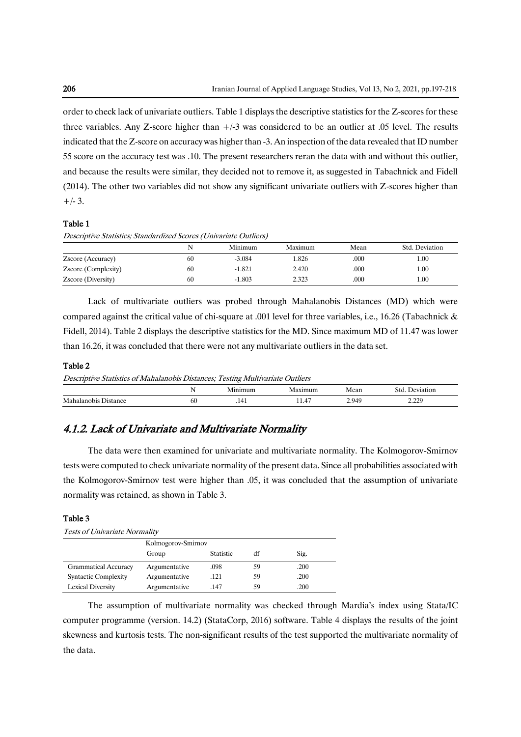order to check lack of univariate outliers. Table 1 displays the descriptive statistics for the Z-scores for these three variables. Any Z-score higher than +/-3 was considered to be an outlier at .05 level. The results indicated that the Z-score on accuracy was higher than -3. An inspection of the data revealed that ID number 55 score on the accuracy test was .10. The present researchers reran the data with and without this outlier, and because the results were similar, they decided not to remove it, as suggested in Tabachnick and Fidell (2014). The other two variables did not show any significant univariate outliers with Z-scores higher than +/- 3.

**Table 1**

*Descriptive Statistics; Standardized Scores (Univariate Outliers)*

| | N | Minimum | Maximum | Mean | Std. Deviation |
|---|---|---|---|---|---|
| Zscore (Accuracy) | 60 | -3.084 | 1.826 | .000 | 1.00 |
| Zscore (Complexity) | 60 | -1.821 | 2.420 | .000 | 1.00 |
| Zscore (Diversity) | 60 | -1.803 | 2.323 | .000 | 1.00 |

Lack of multivariate outliers was probed through Mahalanobis Distances (MD) which were compared against the critical value of chi-square at .001 level for three variables, i.e., 16.26 (Tabachnick & Fidell, 2014). Table 2 displays the descriptive statistics for the MD. Since maximum MD of 11.47 was lower than 16.26, it was concluded that there were not any multivariate outliers in the data set.

**Table 2**

*Descriptive Statistics of Mahalanobis Distances; Testing Multivariate Outliers*

| | N | Minimum | Maximum | Mean | Std. Deviation |
|---|---|---|---|---|---|
| Mahalanobis Distance | 60 | .141 | 11.47 | 2.949 | 2.229 |

### *4.1.2. Lack of Univariate and Multivariate Normality*

The data were then examined for univariate and multivariate normality. The Kolmogorov-Smirnov tests were computed to check univariate normality of the present data. Since all probabilities associated with the Kolmogorov-Smirnov test were higher than .05, it was concluded that the assumption of univariate normality was retained, as shown in Table 3.

**Table 3**

*Tests of Univariate Normality*

| | Kolmogorov-Smirnov | | | |
|---|---|---|---|---|
| | Group | Statistic | df | Sig. |
| Grammatical Accuracy | Argumentative | .098 | 59 | .200 |
| Syntactic Complexity | Argumentative | .121 | 59 | .200 |
| Lexical Diversity | Argumentative | .147 | 59 | .200 |

The assumption of multivariate normality was checked through Mardia's index using Stata/IC computer programme (version. 14.2) (StataCorp, 2016) software. Table 4 displays the results of the joint skewness and kurtosis tests. The non-significant results of the test supported the multivariate normality of the data.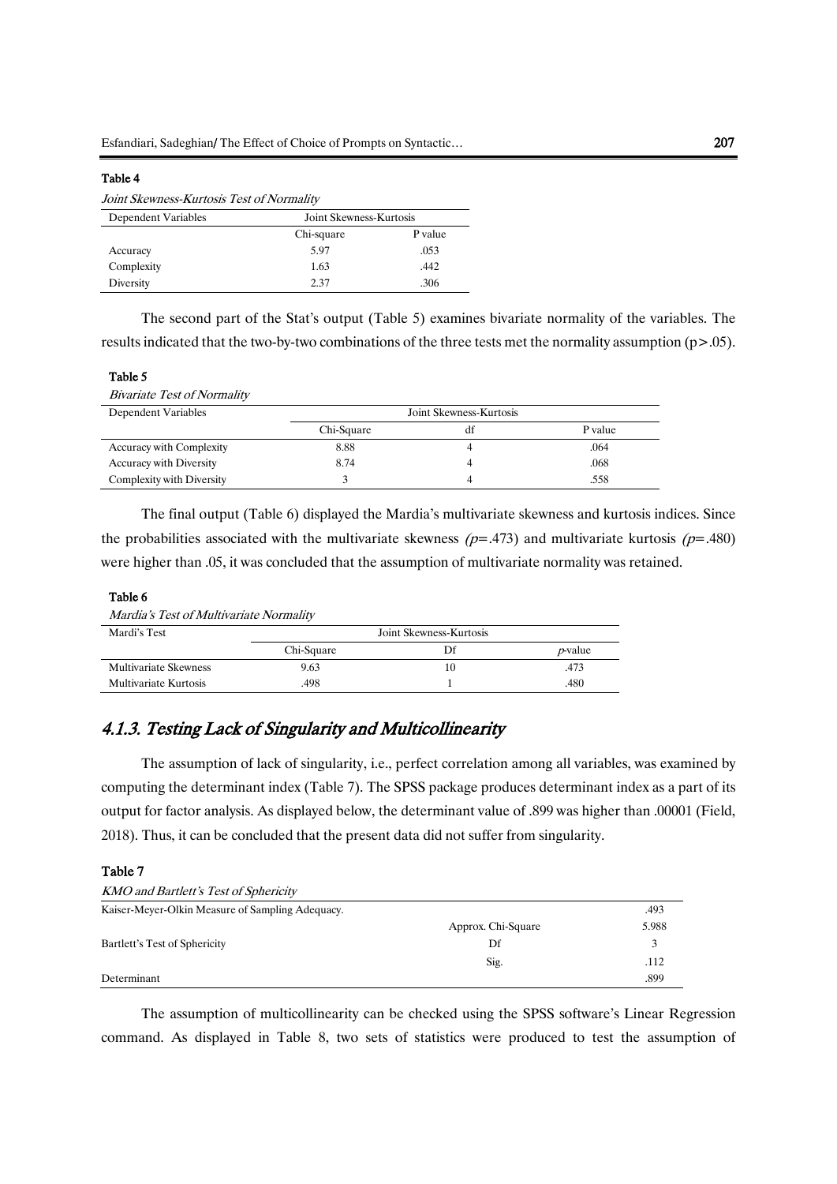**Table 4**

*Joint Skewness-Kurtosis Test of Normality*

| Dependent Variables | Joint Skewness-Kurtosis | |
|---|---|---|
| | Chi-square | P value |
| Accuracy | 5.97 | .053 |
| Complexity | 1.63 | .442 |
| Diversity | 2.37 | .306 |

The second part of the Stat's output (Table 5) examines bivariate normality of the variables. The results indicated that the two-by-two combinations of the three tests met the normality assumption ($p>.05$).

**Table 5**

*Bivariate Test of Normality*

| Dependent Variables | Joint Skewness-Kurtosis | | |
|---|---|---|---|
| | Chi-Square | df | P value |
| Accuracy with Complexity | 8.88 | 4 | .064 |
| Accuracy with Diversity | 8.74 | 4 | .068 |
| Complexity with Diversity | 3 | 4 | .558 |

The final output (Table 6) displayed the Mardia's multivariate skewness and kurtosis indices. Since the probabilities associated with the multivariate skewness ($p=.473$) and multivariate kurtosis ($p=.480$) were higher than .05, it was concluded that the assumption of multivariate normality was retained.

**Table 6**

*Mardia's Test of Multivariate Normality*

| Mardi's Test | Joint Skewness-Kurtosis | | |
|---|---|---|---|
| | Chi-Square | Df | *p*-value |
| Multivariate Skewness | 9.63 | 10 | .473 |
| Multivariate Kurtosis | .498 | 1 | .480 |

### *4.1.3. Testing Lack of Singularity and Multicollinearity*

The assumption of lack of singularity, i.e., perfect correlation among all variables, was examined by computing the determinant index (Table 7). The SPSS package produces determinant index as a part of its output for factor analysis. As displayed below, the determinant value of .899 was higher than .00001 (Field, 2018). Thus, it can be concluded that the present data did not suffer from singularity.

**Table 7**

*KMO and Bartlett's Test of Sphericity*

| | | |
|---|---|---|
| Kaiser-Meyer-Olkin Measure of Sampling Adequacy. | | .493 |
| | Approx. Chi-Square | 5.988 |
| Bartlett's Test of Sphericity | Df | 3 |
| | Sig. | .112 |
| Determinant | | .899 |

The assumption of multicollinearity can be checked using the SPSS software's Linear Regression command. As displayed in Table 8, two sets of statistics were produced to test the assumption of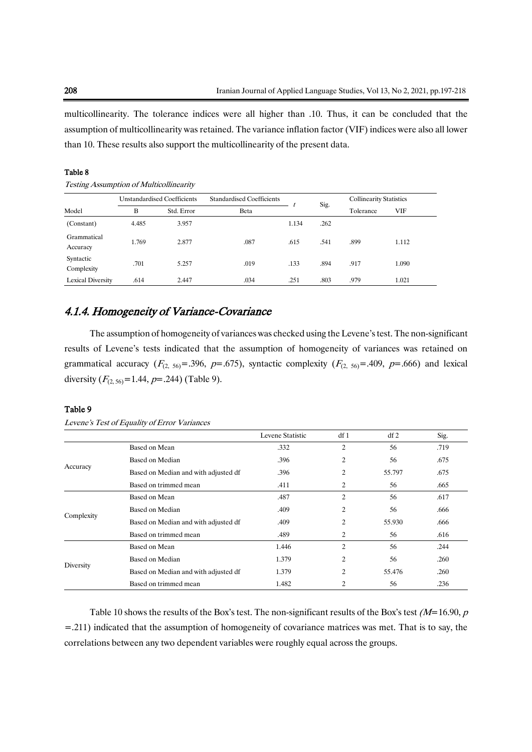multicollinearity. The tolerance indices were all higher than .10. Thus, it can be concluded that the assumption of multicollinearity was retained. The variance inflation factor (VIF) indices were also all lower than 10. These results also support the multicollinearity of the present data.

**Table 8**

*Testing Assumption of Multicollinearity*

| Model | Unstandardised Coefficients | | Standardised Coefficients | $t$ | Sig. | Collinearity Statistics | |
|---|---|---|---|---|---|---|---|
| | B | Std. Error | Beta | | | Tolerance | VIF |
| (Constant) | 4.485 | 3.957 | | 1.134 | .262 | | |
| Grammatical Accuracy | 1.769 | 2.877 | .087 | .615 | .541 | .899 | 1.112 |
| Syntactic Complexity | .701 | 5.257 | .019 | .133 | .894 | .917 | 1.090 |
| Lexical Diversity | .614 | 2.447 | .034 | .251 | .803 | .979 | 1.021 |

## 4.1.4. Homogeneity of Variance-Covariance

The assumption of homogeneity of variances was checked using the Levene's test. The non-significant results of Levene's tests indicated that the assumption of homogeneity of variances was retained on grammatical accuracy ($F_{(2, 56)}$=.396, $p$=.675), syntactic complexity ($F_{(2, 56)}$=.409, $p$=.666) and lexical diversity ($F_{(2, 56)}$=1.44, $p$=.244) (Table 9).

**Table 9**

*Levene's Test of Equality of Error Variances*

| | | Levene Statistic | df 1 | df 2 | Sig. |
|---|---|---|---|---|---|
| Accuracy | Based on Mean | .332 | 2 | 56 | .719 |
| | Based on Median | .396 | 2 | 56 | .675 |
| | Based on Median and with adjusted df | .396 | 2 | 55.797 | .675 |
| | Based on trimmed mean | .411 | 2 | 56 | .665 |
| Complexity | Based on Mean | .487 | 2 | 56 | .617 |
| | Based on Median | .409 | 2 | 56 | .666 |
| | Based on Median and with adjusted df | .409 | 2 | 55.930 | .666 |
| | Based on trimmed mean | .489 | 2 | 56 | .616 |
| Diversity | Based on Mean | 1.446 | 2 | 56 | .244 |
| | Based on Median | 1.379 | 2 | 56 | .260 |
| | Based on Median and with adjusted df | 1.379 | 2 | 55.476 | .260 |
| | Based on trimmed mean | 1.482 | 2 | 56 | .236 |

Table 10 shows the results of the Box's test. The non-significant results of the Box's test ($M$=16.90, $p$ =.211) indicated that the assumption of homogeneity of covariance matrices was met. That is to say, the correlations between any two dependent variables were roughly equal across the groups.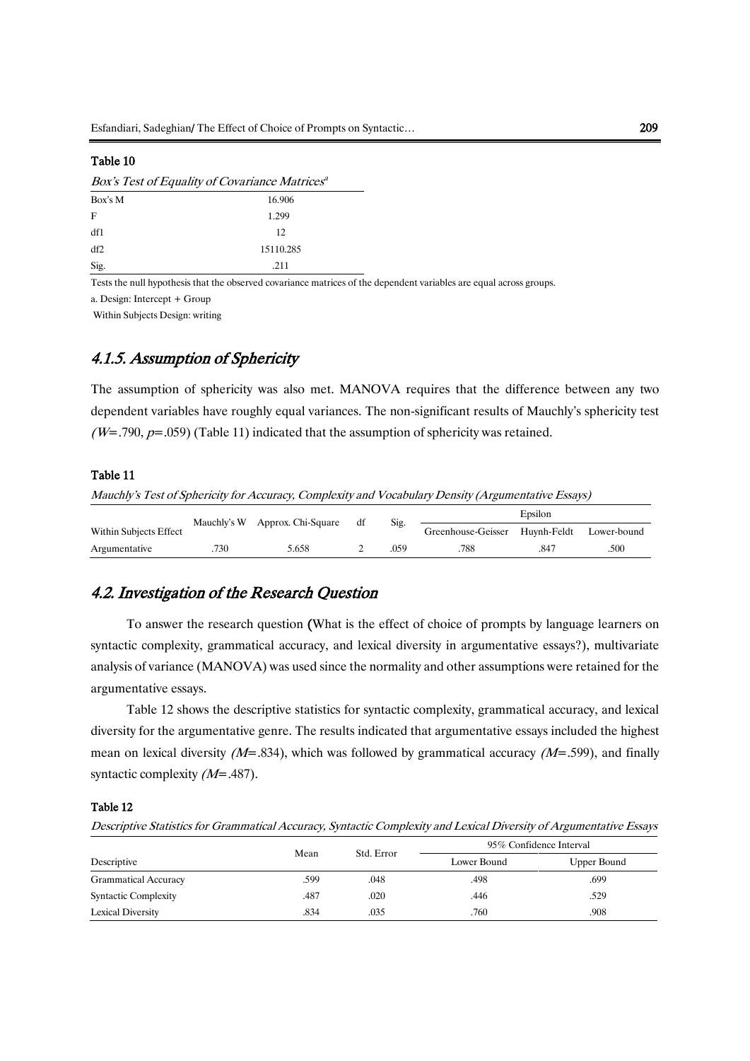**Table 10**

*Box's Test of Equality of Covariance Matrices*[a]

| | |
|---|---|
| Box's M | 16.906 |
| F | 1.299 |
| df1 | 12 |
| df2 | 15110.285 |
| Sig. | .211 |

Tests the null hypothesis that the observed covariance matrices of the dependent variables are equal across groups.

a. Design: Intercept + Group

Within Subjects Design: writing

### *4.1.5. Assumption of Sphericity*

The assumption of sphericity was also met. MANOVA requires that the difference between any two dependent variables have roughly equal variances. The non-significant results of Mauchly's sphericity test *(W=*.790, *p=*.059) (Table 11) indicated that the assumption of sphericity was retained.

**Table 11**

*Mauchly's Test of Sphericity for Accuracy, Complexity and Vocabulary Density (Argumentative Essays)*

| Within Subjects Effect | Mauchly's W | Approx. Chi-Square | df | Sig. | Epsilon | | |
|---|---|---|---|---|---|---|---|
| | | | | | Greenhouse-Geisser | Huynh-Feldt | Lower-bound |
| Argumentative | .730 | 5.658 | 2 | .059 | .788 | .847 | .500 |

## *4.2. Investigation of the Research Question*

To answer the research question (What is the effect of choice of prompts by language learners on syntactic complexity, grammatical accuracy, and lexical diversity in argumentative essays?), multivariate analysis of variance (MANOVA) was used since the normality and other assumptions were retained for the argumentative essays.

Table 12 shows the descriptive statistics for syntactic complexity, grammatical accuracy, and lexical diversity for the argumentative genre. The results indicated that argumentative essays included the highest mean on lexical diversity *(M=*.834), which was followed by grammatical accuracy *(M=*.599), and finally syntactic complexity *(M=*.487).

**Table 12**

*Descriptive Statistics for Grammatical Accuracy, Syntactic Complexity and Lexical Diversity of Argumentative Essays*

| Descriptive | Mean | Std. Error | 95% Confidence Interval | |
|---|---|---|---|---|
| | | | Lower Bound | Upper Bound |
| Grammatical Accuracy | .599 | .048 | .498 | .699 |
| Syntactic Complexity | .487 | .020 | .446 | .529 |
| Lexical Diversity | .834 | .035 | .760 | .908 |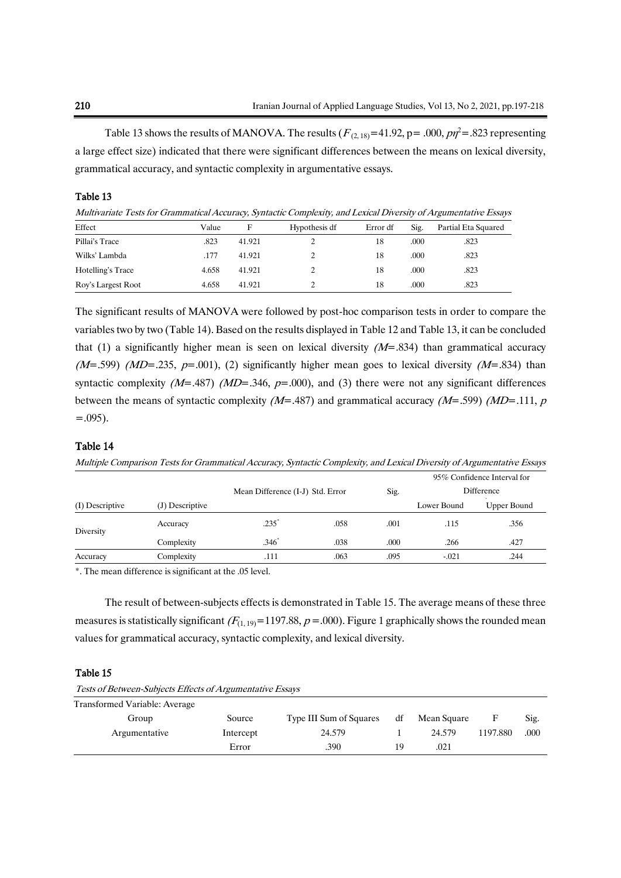Table 13 shows the results of MANOVA. The results ($F_{(2, 18)}$=41.92, p= .000, $p\eta^2$=.823 representing a large effect size) indicated that there were significant differences between the means on lexical diversity, grammatical accuracy, and syntactic complexity in argumentative essays.

**Table 13**

*Multivariate Tests for Grammatical Accuracy, Syntactic Complexity, and Lexical Diversity of Argumentative Essays*

| Effect | Value | F | Hypothesis df | Error df | Sig. | Partial Eta Squared |
|---|---|---|---|---|---|---|
| Pillai's Trace | .823 | 41.921 | 2 | 18 | .000 | .823 |
| Wilks' Lambda | .177 | 41.921 | 2 | 18 | .000 | .823 |
| Hotelling's Trace | 4.658 | 41.921 | 2 | 18 | .000 | .823 |
| Roy's Largest Root | 4.658 | 41.921 | 2 | 18 | .000 | .823 |

The significant results of MANOVA were followed by post-hoc comparison tests in order to compare the variables two by two (Table 14). Based on the results displayed in Table 12 and Table 13, it can be concluded that (1) a significantly higher mean is seen on lexical diversity *(M*=.834) than grammatical accuracy *(M*=.599) *(MD*=.235, *p*=.001), (2) significantly higher mean goes to lexical diversity *(M*=.834) than syntactic complexity *(M*=.487) *(MD*=.346, *p*=.000), and (3) there were not any significant differences between the means of syntactic complexity *(M*=.487) and grammatical accuracy *(M*=.599) *(MD*=.111, *p* =.095).

**Table 14**

*Multiple Comparison Tests for Grammatical Accuracy, Syntactic Complexity, and Lexical Diversity of Argumentative Essays*

| (I) Descriptive | (J) Descriptive | Mean Difference (I-J) | Std. Error | Sig. | 95% Confidence Interval for Difference Lower Bound | 95% Confidence Interval for Difference Upper Bound |
|---|---|---|---|---|---|---|
| Diversity | Accuracy | .235* | .058 | .001 | .115 | .356 |
| | Complexity | .346* | .038 | .000 | .266 | .427 |
| Accuracy | Complexity | .111 | .063 | .095 | -.021 | .244 |

*. The mean difference is significant at the .05 level.

The result of between-subjects effects is demonstrated in Table 15. The average means of these three measures is statistically significant *($F_{(1, 19)}$*=1197.88, *p* =.000). Figure 1 graphically shows the rounded mean values for grammatical accuracy, syntactic complexity, and lexical diversity.

**Table 15**

*Tests of Between-Subjects Effects of Argumentative Essays*

Transformed Variable: Average

| Group | Source | Type III Sum of Squares | df | Mean Square | F | Sig. |
|---|---|---|---|---|---|---|
| Argumentative | Intercept | 24.579 | 1 | 24.579 | 1197.880 | .000 |
| | Error | .390 | 19 | .021 | | |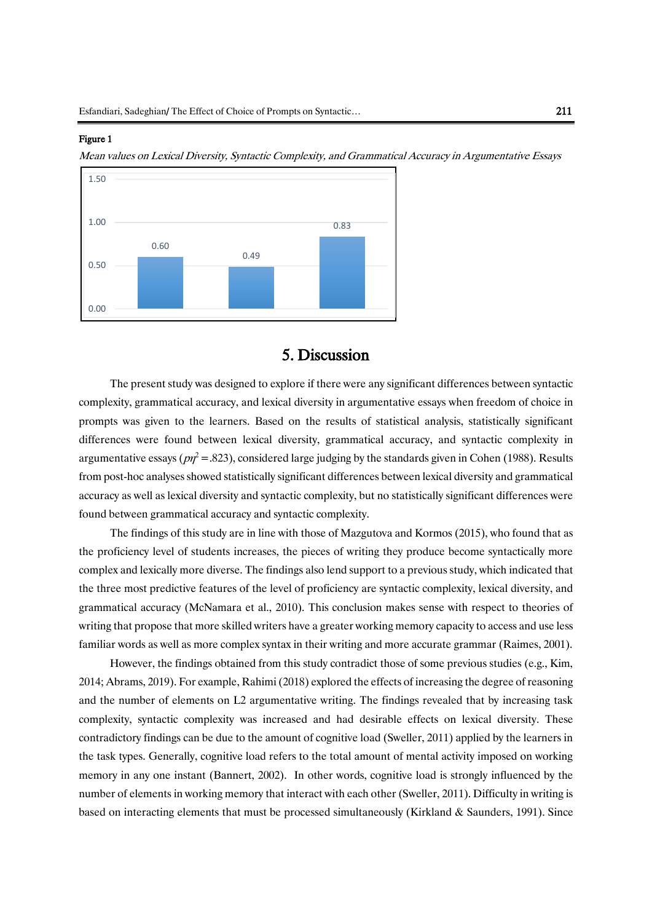**Figure 1**

*Mean values on Lexical Diversity, Syntactic Complexity, and Grammatical Accuracy in Argumentative Essays*

| | Value |
|---|---|
| Bar 1 | 0.60 |
| Bar 2 | 0.49 |
| Bar 3 | 0.83 |

## 5. Discussion

The present study was designed to explore if there were any significant differences between syntactic complexity, grammatical accuracy, and lexical diversity in argumentative essays when freedom of choice in prompts was given to the learners. Based on the results of statistical analysis, statistically significant differences were found between lexical diversity, grammatical accuracy, and syntactic complexity in argumentative essays ($p\eta^2 = .823$), considered large judging by the standards given in Cohen (1988). Results from post-hoc analyses showed statistically significant differences between lexical diversity and grammatical accuracy as well as lexical diversity and syntactic complexity, but no statistically significant differences were found between grammatical accuracy and syntactic complexity.

The findings of this study are in line with those of Mazgutova and Kormos (2015), who found that as the proficiency level of students increases, the pieces of writing they produce become syntactically more complex and lexically more diverse. The findings also lend support to a previous study, which indicated that the three most predictive features of the level of proficiency are syntactic complexity, lexical diversity, and grammatical accuracy (McNamara et al., 2010). This conclusion makes sense with respect to theories of writing that propose that more skilled writers have a greater working memory capacity to access and use less familiar words as well as more complex syntax in their writing and more accurate grammar (Raimes, 2001).

However, the findings obtained from this study contradict those of some previous studies (e.g., Kim, 2014; Abrams, 2019). For example, Rahimi (2018) explored the effects of increasing the degree of reasoning and the number of elements on L2 argumentative writing. The findings revealed that by increasing task complexity, syntactic complexity was increased and had desirable effects on lexical diversity. These contradictory findings can be due to the amount of cognitive load (Sweller, 2011) applied by the learners in the task types. Generally, cognitive load refers to the total amount of mental activity imposed on working memory in any one instant (Bannert, 2002). In other words, cognitive load is strongly influenced by the number of elements in working memory that interact with each other (Sweller, 2011). Difficulty in writing is based on interacting elements that must be processed simultaneously (Kirkland & Saunders, 1991). Since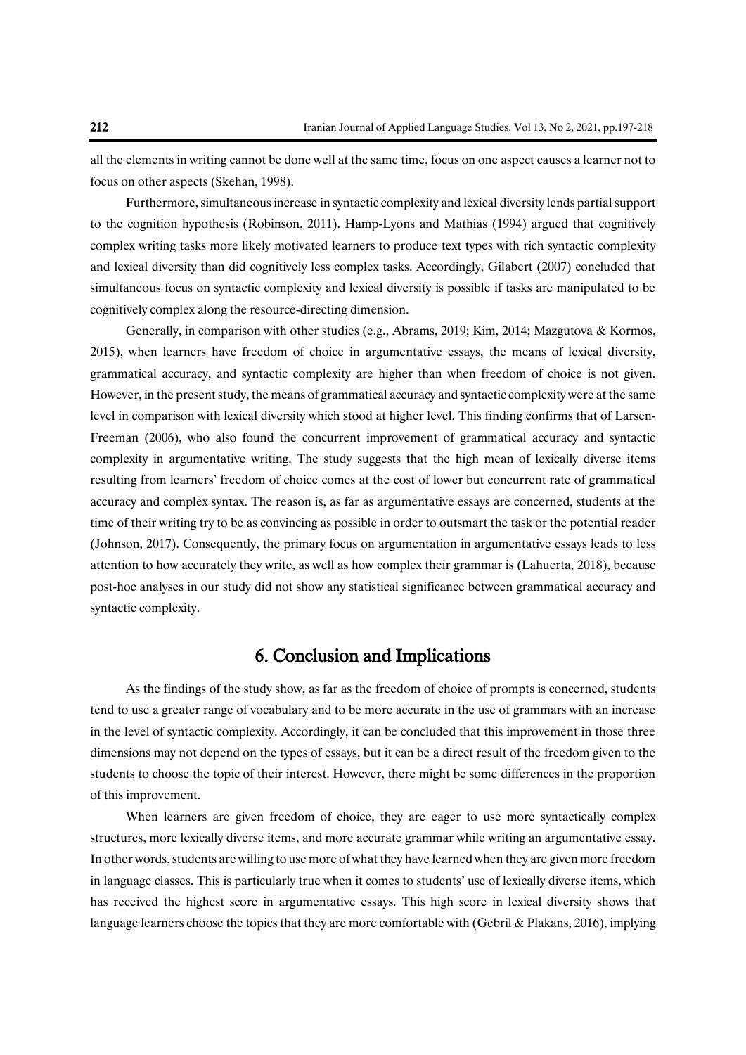all the elements in writing cannot be done well at the same time, focus on one aspect causes a learner not to focus on other aspects (Skehan, 1998).

Furthermore, simultaneous increase in syntactic complexity and lexical diversity lends partial support to the cognition hypothesis (Robinson, 2011). Hamp-Lyons and Mathias (1994) argued that cognitively complex writing tasks more likely motivated learners to produce text types with rich syntactic complexity and lexical diversity than did cognitively less complex tasks. Accordingly, Gilabert (2007) concluded that simultaneous focus on syntactic complexity and lexical diversity is possible if tasks are manipulated to be cognitively complex along the resource-directing dimension.

Generally, in comparison with other studies (e.g., Abrams, 2019; Kim, 2014; Mazgutova & Kormos, 2015), when learners have freedom of choice in argumentative essays, the means of lexical diversity, grammatical accuracy, and syntactic complexity are higher than when freedom of choice is not given. However, in the present study, the means of grammatical accuracy and syntactic complexity were at the same level in comparison with lexical diversity which stood at higher level. This finding confirms that of Larsen-Freeman (2006), who also found the concurrent improvement of grammatical accuracy and syntactic complexity in argumentative writing. The study suggests that the high mean of lexically diverse items resulting from learners' freedom of choice comes at the cost of lower but concurrent rate of grammatical accuracy and complex syntax. The reason is, as far as argumentative essays are concerned, students at the time of their writing try to be as convincing as possible in order to outsmart the task or the potential reader (Johnson, 2017). Consequently, the primary focus on argumentation in argumentative essays leads to less attention to how accurately they write, as well as how complex their grammar is (Lahuerta, 2018), because post-hoc analyses in our study did not show any statistical significance between grammatical accuracy and syntactic complexity.

## 6. Conclusion and Implications

As the findings of the study show, as far as the freedom of choice of prompts is concerned, students tend to use a greater range of vocabulary and to be more accurate in the use of grammars with an increase in the level of syntactic complexity. Accordingly, it can be concluded that this improvement in those three dimensions may not depend on the types of essays, but it can be a direct result of the freedom given to the students to choose the topic of their interest. However, there might be some differences in the proportion of this improvement.

When learners are given freedom of choice, they are eager to use more syntactically complex structures, more lexically diverse items, and more accurate grammar while writing an argumentative essay. In other words, students are willing to use more of what they have learned when they are given more freedom in language classes. This is particularly true when it comes to students' use of lexically diverse items, which has received the highest score in argumentative essays. This high score in lexical diversity shows that language learners choose the topics that they are more comfortable with (Gebril & Plakans, 2016), implying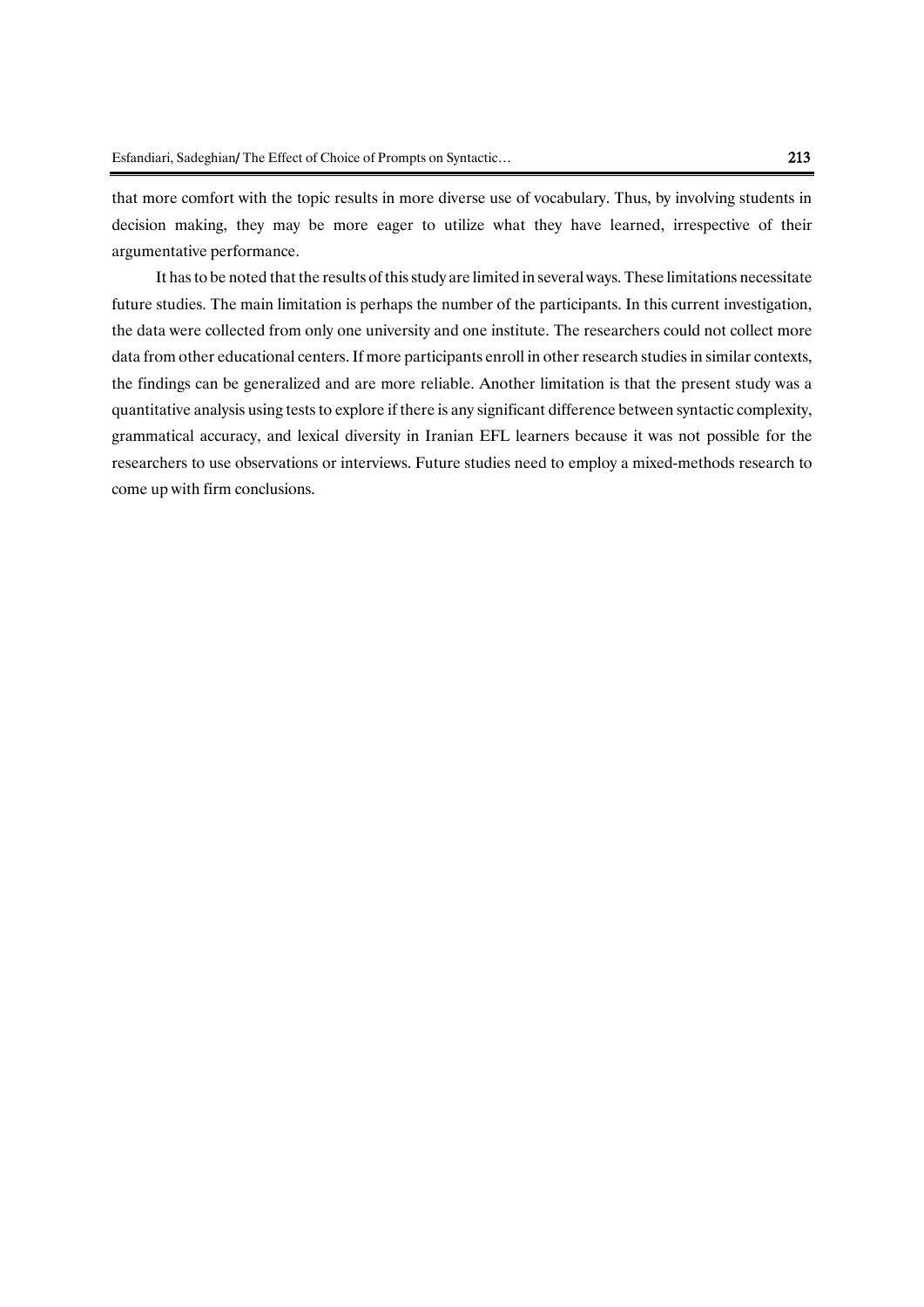that more comfort with the topic results in more diverse use of vocabulary. Thus, by involving students in decision making, they may be more eager to utilize what they have learned, irrespective of their argumentative performance.

It has to be noted that the results of this study are limited in several ways. These limitations necessitate future studies. The main limitation is perhaps the number of the participants. In this current investigation, the data were collected from only one university and one institute. The researchers could not collect more data from other educational centers. If more participants enroll in other research studies in similar contexts, the findings can be generalized and are more reliable. Another limitation is that the present study was a quantitative analysis using tests to explore if there is any significant difference between syntactic complexity, grammatical accuracy, and lexical diversity in Iranian EFL learners because it was not possible for the researchers to use observations or interviews. Future studies need to employ a mixed-methods research to come up with firm conclusions.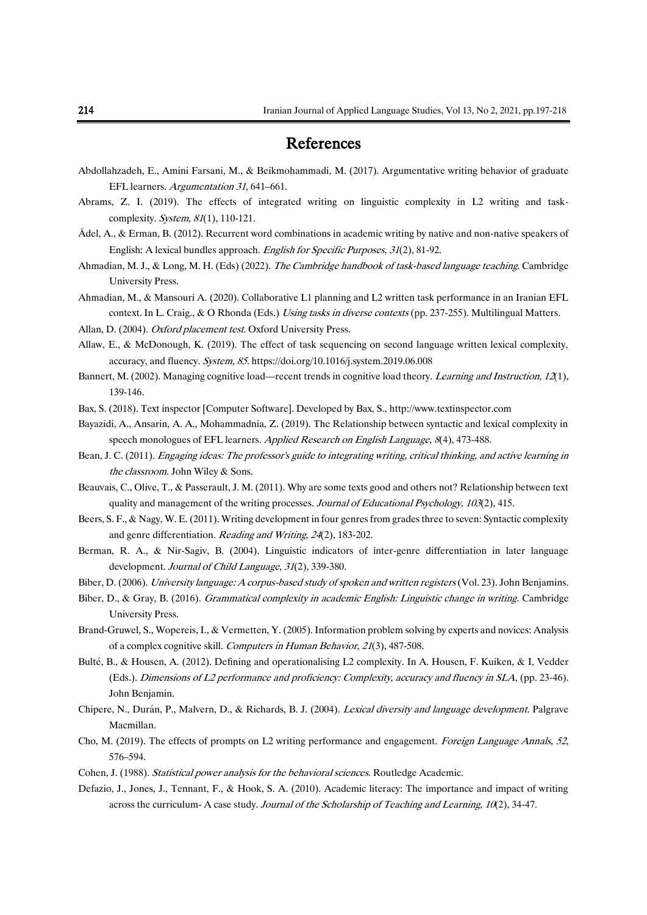## References

Abdollahzadeh, E., Amini Farsani, M., & Beikmohammadi, M. (2017). Argumentative writing behavior of graduate EFL learners. *Argumentation 31*, 641–661.

Abrams, Z. I. (2019). The effects of integrated writing on linguistic complexity in L2 writing and task-complexity. *System*, *81*(1), 110-121.

Ädel, A., & Erman, B. (2012). Recurrent word combinations in academic writing by native and non-native speakers of English: A lexical bundles approach. *English for Specific Purposes*, *31*(2), 81-92.

Ahmadian, M. J., & Long, M. H. (Eds) (2022). *The Cambridge handbook of task-based language teaching*. Cambridge University Press.

Ahmadian, M., & Mansouri A. (2020). Collaborative L1 planning and L2 written task performance in an Iranian EFL context. In L. Craig., & O Rhonda (Eds.) *Using tasks in diverse contexts* (pp. 237-255). Multilingual Matters.

Allan, D. (2004). *Oxford placement test*. Oxford University Press.

Allaw, E., & McDonough, K. (2019). The effect of task sequencing on second language written lexical complexity, accuracy, and fluency. *System, 85*. https://doi.org/10.1016/j.system.2019.06.008

Bannert, M. (2002). Managing cognitive load—recent trends in cognitive load theory. *Learning and Instruction*, *12*(1), 139-146.

Bax, S. (2018). Text inspector [Computer Software]. Developed by Bax, S., http://www.textinspector.com

Bayazidi, A., Ansarin, A. A., Mohammadnia, Z. (2019). The Relationship between syntactic and lexical complexity in speech monologues of EFL learners. *Applied Research on English Language, 8*(4), 473-488.

Bean, J. C. (2011). *Engaging ideas: The professor's guide to integrating writing, critical thinking, and active learning in the classroom*. John Wiley & Sons.

Beauvais, C., Olive, T., & Passerault, J. M. (2011). Why are some texts good and others not? Relationship between text quality and management of the writing processes. *Journal of Educational Psychology*, *103*(2), 415.

Beers, S. F., & Nagy, W. E. (2011). Writing development in four genres from grades three to seven: Syntactic complexity and genre differentiation. *Reading and Writing*, *24*(2), 183-202.

Berman, R. A., & Nir-Sagiv, B. (2004). Linguistic indicators of inter-genre differentiation in later language development. *Journal of Child Language*, *31*(2), 339-380.

Biber, D. (2006). *University language: A corpus-based study of spoken and written registers* (Vol. 23). John Benjamins.

Biber, D., & Gray, B. (2016). *Grammatical complexity in academic English: Linguistic change in writing*. Cambridge University Press.

Brand-Gruwel, S., Wopereis, I., & Vermetten, Y. (2005). Information problem solving by experts and novices: Analysis of a complex cognitive skill. *Computers in Human Behavior*, *21*(3), 487-508.

Bulté, B., & Housen, A. (2012). Defining and operationalising L2 complexity. In A. Housen, F. Kuiken, & I, Vedder (Eds.). *Dimensions of L2 performance and proficiency: Complexity, accuracy and fluency in SLA*, (pp. 23-46). John Benjamin.

Chipere, N., Durán, P., Malvern, D., & Richards, B. J. (2004). *Lexical diversity and language development*. Palgrave Macmillan.

Cho, M. (2019). The effects of prompts on L2 writing performance and engagement. *Foreign Language Annals, 52*, 576–594.

Cohen, J. (1988). *Statistical power analysis for the behavioral sciences*. Routledge Academic.

Defazio, J., Jones, J., Tennant, F., & Hook, S. A. (2010). Academic literacy: The importance and impact of writing across the curriculum- A case study. *Journal of the Scholarship of Teaching and Learning*, *10*(2), 34-47.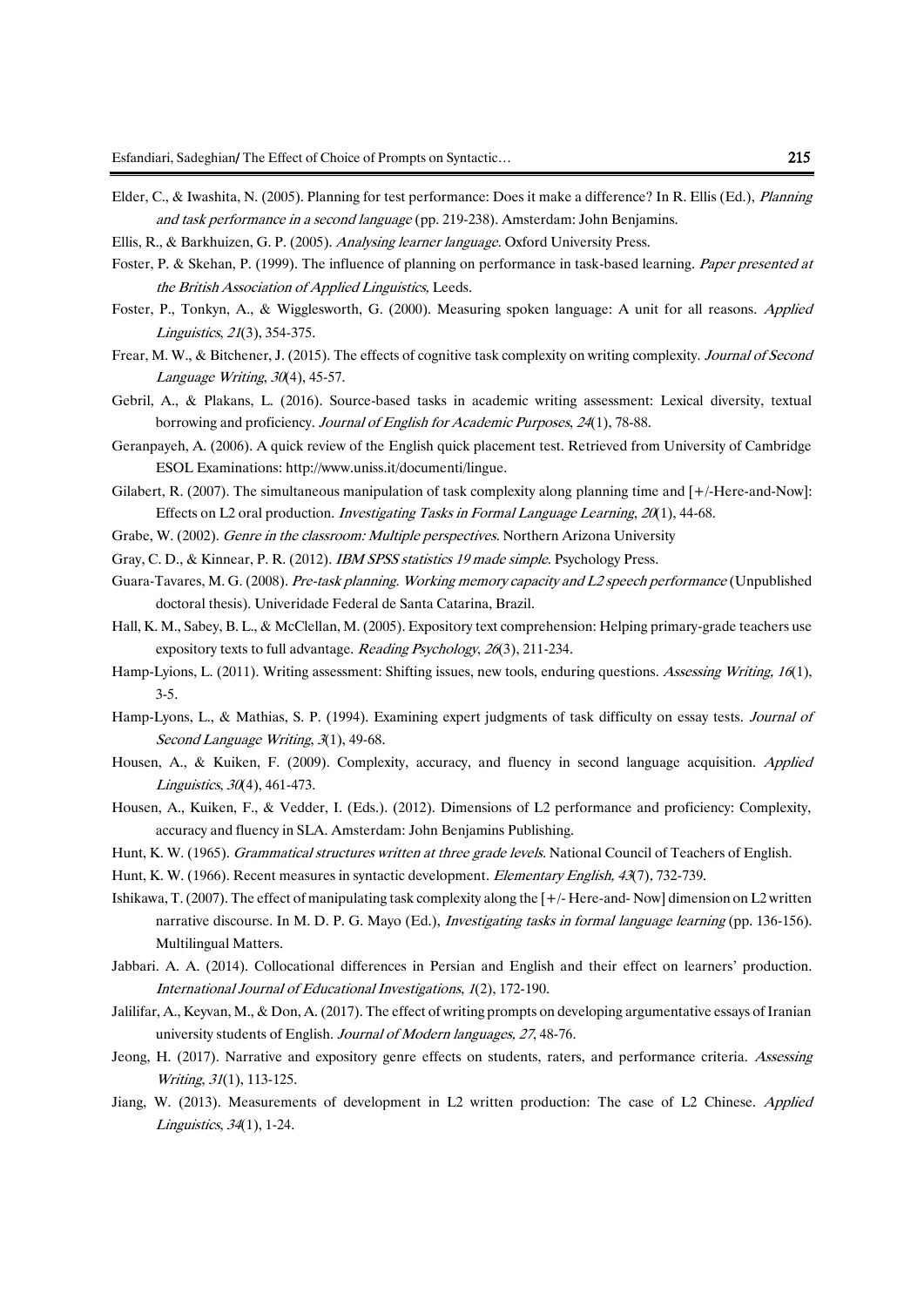Elder, C., & Iwashita, N. (2005). Planning for test performance: Does it make a difference? In R. Ellis (Ed.), *Planning and task performance in a second language* (pp. 219-238). Amsterdam: John Benjamins.

Ellis, R., & Barkhuizen, G. P. (2005). *Analysing learner language*. Oxford University Press.

Foster, P. & Skehan, P. (1999). The influence of planning on performance in task-based learning. *Paper presented at the British Association of Applied Linguistics,* Leeds.

Foster, P., Tonkyn, A., & Wigglesworth, G. (2000). Measuring spoken language: A unit for all reasons. *Applied Linguistics*, *21*(3), 354-375.

Frear, M. W., & Bitchener, J. (2015). The effects of cognitive task complexity on writing complexity. *Journal of Second Language Writing*, *30*(4), 45-57.

Gebril, A., & Plakans, L. (2016). Source-based tasks in academic writing assessment: Lexical diversity, textual borrowing and proficiency. *Journal of English for Academic Purposes*, *24*(1), 78-88.

Geranpayeh, A. (2006). A quick review of the English quick placement test. Retrieved from University of Cambridge ESOL Examinations: http://www.uniss.it/documenti/lingue.

Gilabert, R. (2007). The simultaneous manipulation of task complexity along planning time and [+/-Here-and-Now]: Effects on L2 oral production. *Investigating Tasks in Formal Language Learning*, *20*(1), 44-68.

Grabe, W. (2002). *Genre in the classroom: Multiple perspectives*. Northern Arizona University

Gray, C. D., & Kinnear, P. R. (2012). *IBM SPSS statistics 19 made simple*. Psychology Press.

Guara-Tavares, M. G. (2008). *Pre-task planning. Working memory capacity and L2 speech performance* (Unpublished doctoral thesis). Univeridade Federal de Santa Catarina, Brazil.

Hall, K. M., Sabey, B. L., & McClellan, M. (2005). Expository text comprehension: Helping primary-grade teachers use expository texts to full advantage. *Reading Psychology*, *26*(3), 211-234.

Hamp-Lyions, L. (2011). Writing assessment: Shifting issues, new tools, enduring questions. *Assessing Writing, 16*(1), 3-5.

Hamp-Lyons, L., & Mathias, S. P. (1994). Examining expert judgments of task difficulty on essay tests. *Journal of Second Language Writing*, *3*(1), 49-68.

Housen, A., & Kuiken, F. (2009). Complexity, accuracy, and fluency in second language acquisition. *Applied Linguistics*, *30*(4), 461-473.

Housen, A., Kuiken, F., & Vedder, I. (Eds.). (2012). Dimensions of L2 performance and proficiency: Complexity, accuracy and fluency in SLA. Amsterdam: John Benjamins Publishing.

Hunt, K. W. (1965). *Grammatical structures written at three grade levels*. National Council of Teachers of English.

Hunt, K. W. (1966). Recent measures in syntactic development. *Elementary English, 43*(7), 732-739.

Ishikawa, T. (2007). The effect of manipulating task complexity along the [+/- Here-and- Now] dimension on L2 written narrative discourse. In M. D. P. G. Mayo (Ed.), *Investigating tasks in formal language learning* (pp. 136-156). Multilingual Matters.

Jabbari. A. A. (2014). Collocational differences in Persian and English and their effect on learners' production. *International Journal of Educational Investigations*, *1*(2), 172-190.

Jalilifar, A., Keyvan, M., & Don, A. (2017). The effect of writing prompts on developing argumentative essays of Iranian university students of English. *Journal of Modern languages, 27*, 48-76.

Jeong, H. (2017). Narrative and expository genre effects on students, raters, and performance criteria. *Assessing Writing*, *31*(1), 113-125.

Jiang, W. (2013). Measurements of development in L2 written production: The case of L2 Chinese. *Applied Linguistics*, *34*(1), 1-24.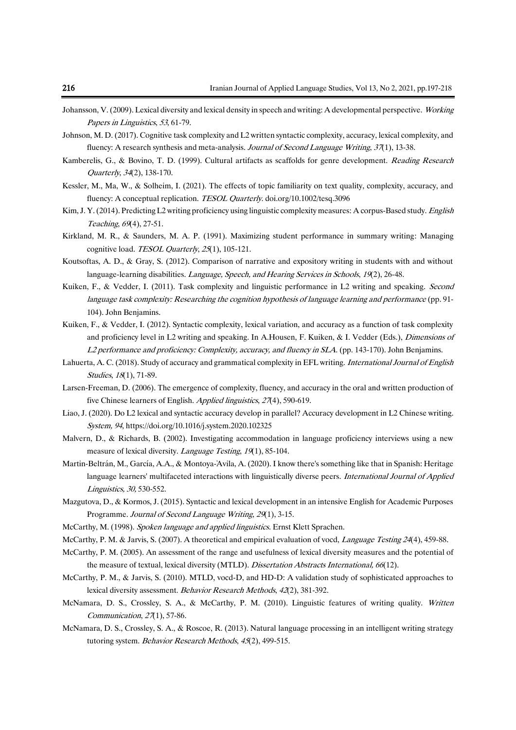Johansson, V. (2009). Lexical diversity and lexical density in speech and writing: A developmental perspective. *Working Papers in Linguistics*, *53*, 61-79.

Johnson, M. D. (2017). Cognitive task complexity and L2 written syntactic complexity, accuracy, lexical complexity, and fluency: A research synthesis and meta-analysis. *Journal of Second Language Writing*, *37*(1), 13-38.

Kamberelis, G., & Bovino, T. D. (1999). Cultural artifacts as scaffolds for genre development. *Reading Research Quarterly*, *34*(2), 138-170.

Kessler, M., Ma, W., & Solheim, I. (2021). The effects of topic familiarity on text quality, complexity, accuracy, and fluency: A conceptual replication. *TESOL Quarterly*. doi.org/10.1002/tesq.3096

Kim, J. Y. (2014). Predicting L2 writing proficiency using linguistic complexity measures: A corpus-Based study. *English Teaching*, *69*(4), 27-51.

Kirkland, M. R., & Saunders, M. A. P. (1991). Maximizing student performance in summary writing: Managing cognitive load. *TESOL Quarterly*, *25*(1), 105-121.

Koutsoftas, A. D., & Gray, S. (2012). Comparison of narrative and expository writing in students with and without language-learning disabilities. *Language, Speech, and Hearing Services in Schools*, *19*(2), 26-48.

Kuiken, F., & Vedder, I. (2011). Task complexity and linguistic performance in L2 writing and speaking. *Second language task complexity: Researching the cognition hypothesis of language learning and performance* (pp. 91-104). John Benjamins.

Kuiken, F., & Vedder, I. (2012). Syntactic complexity, lexical variation, and accuracy as a function of task complexity and proficiency level in L2 writing and speaking. In A.Housen, F. Kuiken, & I. Vedder (Eds.), *Dimensions of L2 performance and proficiency: Complexity, accuracy, and fluency in SLA.* (pp. 143-170). John Benjamins.

Lahuerta, A. C. (2018). Study of accuracy and grammatical complexity in EFL writing. *International Journal of English Studies*, *18*(1), 71-89.

Larsen-Freeman, D. (2006). The emergence of complexity, fluency, and accuracy in the oral and written production of five Chinese learners of English. *Applied linguistics*, *27*(4), 590-619.

Liao, J. (2020). Do L2 lexical and syntactic accuracy develop in parallel? Accuracy development in L2 Chinese writing. *System, 94*, https://doi.org/10.1016/j.system.2020.102325

Malvern, D., & Richards, B. (2002). Investigating accommodation in language proficiency interviews using a new measure of lexical diversity. *Language Testing*, *19*(1), 85-104.

Martin-Beltrán, M., García, A.A., & Montoya-Ávila, A. (2020). I know there's something like that in Spanish: Heritage language learners' multifaceted interactions with linguistically diverse peers. *International Journal of Applied Linguistics, 30,* 530-552.

Mazgutova, D., & Kormos, J. (2015). Syntactic and lexical development in an intensive English for Academic Purposes Programme. *Journal of Second Language Writing*, *29*(1), 3-15.

McCarthy, M. (1998). *Spoken language and applied linguistics*. Ernst Klett Sprachen.

McCarthy, P. M. & Jarvis, S. (2007). A theoretical and empirical evaluation of vocd, *Language Testing 24*(4), 459-88.

McCarthy, P. M. (2005). An assessment of the range and usefulness of lexical diversity measures and the potential of the measure of textual, lexical diversity (MTLD). *Dissertation Abstracts International, 66*(12).

McCarthy, P. M., & Jarvis, S. (2010). MTLD, vocd-D, and HD-D: A validation study of sophisticated approaches to lexical diversity assessment. *Behavior Research Methods*, *42*(2), 381-392.

McNamara, D. S., Crossley, S. A., & McCarthy, P. M. (2010). Linguistic features of writing quality. *Written Communication*, *27*(1), 57-86.

McNamara, D. S., Crossley, S. A., & Roscoe, R. (2013). Natural language processing in an intelligent writing strategy tutoring system. *Behavior Research Methods*, *45*(2), 499-515.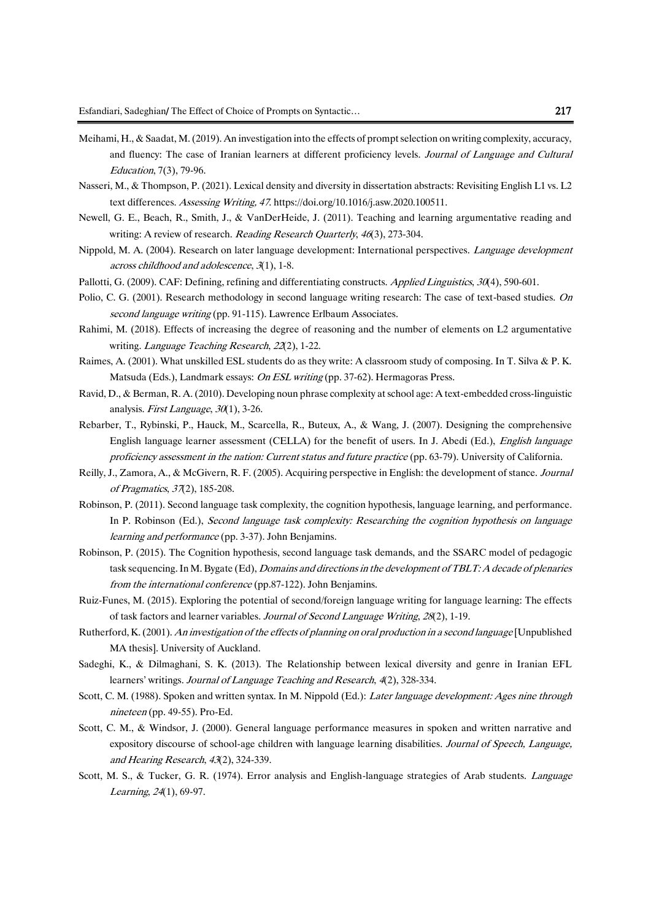Meihami, H., & Saadat, M. (2019). An investigation into the effects of prompt selection on writing complexity, accuracy, and fluency: The case of Iranian learners at different proficiency levels. *Journal of Language and Cultural Education*, 7(3), 79-96.

Nasseri, M., & Thompson, P. (2021). Lexical density and diversity in dissertation abstracts: Revisiting English L1 vs. L2 text differences. *Assessing Writing, 47*. https://doi.org/10.1016/j.asw.2020.100511.

Newell, G. E., Beach, R., Smith, J., & VanDerHeide, J. (2011). Teaching and learning argumentative reading and writing: A review of research. *Reading Research Quarterly*, *46*(3), 273-304.

Nippold, M. A. (2004). Research on later language development: International perspectives. *Language development across childhood and adolescence*, *3*(1), 1-8.

Pallotti, G. (2009). CAF: Defining, refining and differentiating constructs. *Applied Linguistics*, *30*(4), 590-601.

Polio, C. G. (2001). Research methodology in second language writing research: The case of text-based studies. *On second language writing* (pp. 91-115). Lawrence Erlbaum Associates.

Rahimi, M. (2018). Effects of increasing the degree of reasoning and the number of elements on L2 argumentative writing. *Language Teaching Research*, *22*(2), 1-22.

Raimes, A. (2001). What unskilled ESL students do as they write: A classroom study of composing. In T. Silva & P. K. Matsuda (Eds.), Landmark essays: *On ESL writing* (pp. 37-62). Hermagoras Press.

Ravid, D., & Berman, R. A. (2010). Developing noun phrase complexity at school age: A text-embedded cross-linguistic analysis. *First Language*, *30*(1), 3-26.

Rebarber, T., Rybinski, P., Hauck, M., Scarcella, R., Buteux, A., & Wang, J. (2007). Designing the comprehensive English language learner assessment (CELLA) for the benefit of users. In J. Abedi (Ed.), *English language proficiency assessment in the nation: Current status and future practice* (pp. 63-79). University of California.

Reilly, J., Zamora, A., & McGivern, R. F. (2005). Acquiring perspective in English: the development of stance. *Journal of Pragmatics*, *37*(2), 185-208.

Robinson, P. (2011). Second language task complexity, the cognition hypothesis, language learning, and performance. In P. Robinson (Ed.), *Second language task complexity: Researching the cognition hypothesis on language learning and performance* (pp. 3-37). John Benjamins.

Robinson, P. (2015). The Cognition hypothesis, second language task demands, and the SSARC model of pedagogic task sequencing. In M. Bygate (Ed), *Domains and directions in the development of TBLT: A decade of plenaries from the international conference* (pp.87-122). John Benjamins.

Ruiz-Funes, M. (2015). Exploring the potential of second/foreign language writing for language learning: The effects of task factors and learner variables. *Journal of Second Language Writing*, *28*(2), 1-19.

Rutherford, K. (2001). *An investigation of the effects of planning on oral production in a second language* [Unpublished MA thesis]. University of Auckland.

Sadeghi, K., & Dilmaghani, S. K. (2013). The Relationship between lexical diversity and genre in Iranian EFL learners' writings. *Journal of Language Teaching and Research*, *4*(2), 328-334.

Scott, C. M. (1988). Spoken and written syntax. In M. Nippold (Ed.): *Later language development: Ages nine through nineteen* (pp. 49-55). Pro-Ed.

Scott, C. M., & Windsor, J. (2000). General language performance measures in spoken and written narrative and expository discourse of school-age children with language learning disabilities. *Journal of Speech, Language, and Hearing Research*, *43*(2), 324-339.

Scott, M. S., & Tucker, G. R. (1974). Error analysis and English-language strategies of Arab students. *Language Learning*, *24*(1), 69-97.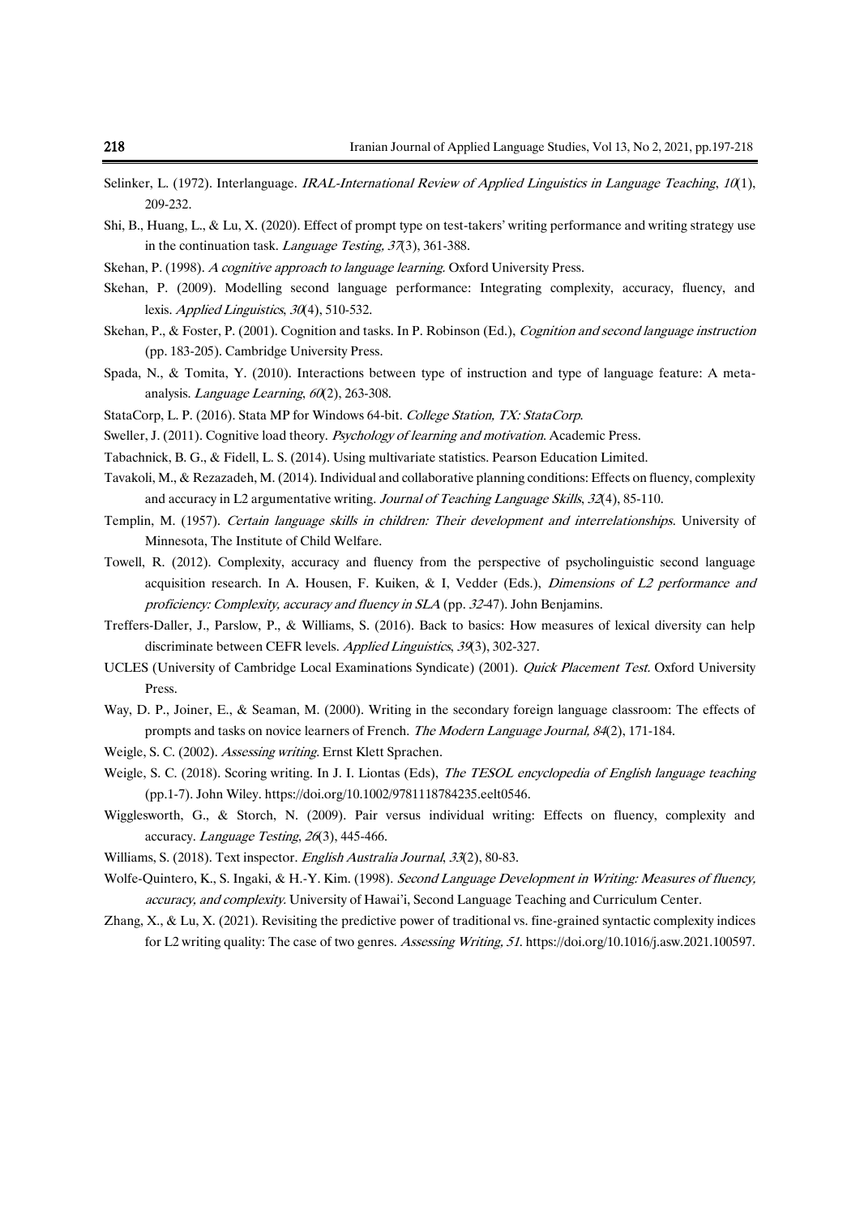Selinker, L. (1972). Interlanguage. *IRAL-International Review of Applied Linguistics in Language Teaching*, *10*(1), 209-232.

Shi, B., Huang, L., & Lu, X. (2020). Effect of prompt type on test-takers' writing performance and writing strategy use in the continuation task. *Language Testing, 37*(3), 361-388.

Skehan, P. (1998). *A cognitive approach to language learning*. Oxford University Press.

Skehan, P. (2009). Modelling second language performance: Integrating complexity, accuracy, fluency, and lexis. *Applied Linguistics*, *30*(4), 510-532.

Skehan, P., & Foster, P. (2001). Cognition and tasks. In P. Robinson (Ed.), *Cognition and second language instruction* (pp. 183-205). Cambridge University Press.

Spada, N., & Tomita, Y. (2010). Interactions between type of instruction and type of language feature: A meta-analysis. *Language Learning*, *60*(2), 263-308.

StataCorp, L. P. (2016). Stata MP for Windows 64-bit. *College Station, TX: StataCorp*.

Sweller, J. (2011). Cognitive load theory. *Psychology of learning and motivation*. Academic Press.

Tabachnick, B. G., & Fidell, L. S. (2014). Using multivariate statistics. Pearson Education Limited.

Tavakoli, M., & Rezazadeh, M. (2014). Individual and collaborative planning conditions: Effects on fluency, complexity and accuracy in L2 argumentative writing. *Journal of Teaching Language Skills*, *32*(4), 85-110.

Templin, M. (1957). *Certain language skills in children: Their development and interrelationships*. University of Minnesota, The Institute of Child Welfare.

Towell, R. (2012). Complexity, accuracy and fluency from the perspective of psycholinguistic second language acquisition research. In A. Housen, F. Kuiken, & I, Vedder (Eds.), *Dimensions of L2 performance and proficiency: Complexity, accuracy and fluency in SLA* (pp. *32*-47). John Benjamins.

Treffers-Daller, J., Parslow, P., & Williams, S. (2016). Back to basics: How measures of lexical diversity can help discriminate between CEFR levels. *Applied Linguistics*, *39*(3), 302-327.

UCLES (University of Cambridge Local Examinations Syndicate) (2001). *Quick Placement Test*. Oxford University Press.

Way, D. P., Joiner, E., & Seaman, M. (2000). Writing in the secondary foreign language classroom: The effects of prompts and tasks on novice learners of French. *The Modern Language Journal, 84*(2), 171-184.

Weigle, S. C. (2002). *Assessing writing*. Ernst Klett Sprachen.

Weigle, S. C. (2018). Scoring writing. In J. I. Liontas (Eds), *The TESOL encyclopedia of English language teaching* (pp.1-7). John Wiley. https://doi.org/10.1002/9781118784235.eelt0546.

Wigglesworth, G., & Storch, N. (2009). Pair versus individual writing: Effects on fluency, complexity and accuracy. *Language Testing*, *26*(3), 445-466.

Williams, S. (2018). Text inspector. *English Australia Journal*, *33*(2), 80-83.

Wolfe-Quintero, K., S. Ingaki, & H.-Y. Kim. (1998). *Second Language Development in Writing: Measures of fluency, accuracy, and complexity*. University of Hawai'i, Second Language Teaching and Curriculum Center.

Zhang, X., & Lu, X. (2021). Revisiting the predictive power of traditional vs. fine-grained syntactic complexity indices for L2 writing quality: The case of two genres. *Assessing Writing, 51*. https://doi.org/10.1016/j.asw.2021.100597.